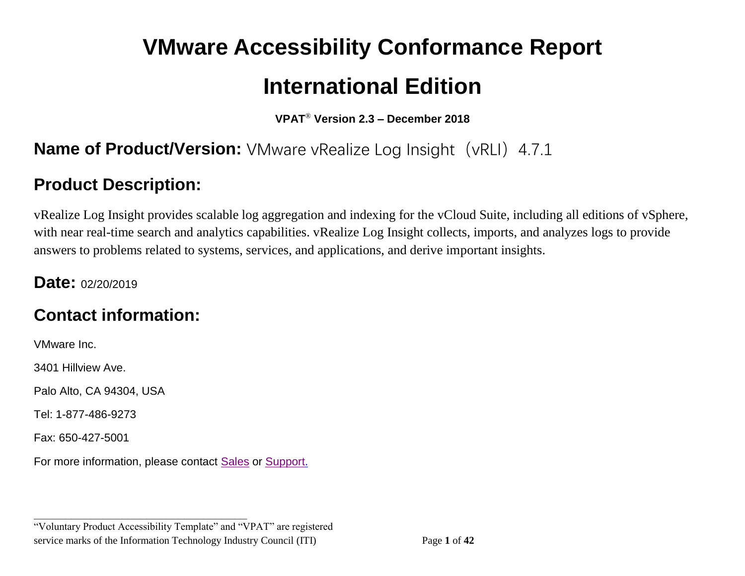# VMware Accessibility Conformance Report

# International Edition

**VPAT® Version 2.3 – December 2018**

## Name of Product/Version: VMware vRealize Log Insight（vRLI）4.7.1

## Product Description:

vRealize Log Insight provides scalable log aggregation and indexing for the vCloud Suite, including all editions of vSphere, with near real-time search and analytics capabilities. vRealize Log Insight collects, imports, and analyzes logs to provide answers to problems related to systems, services, and applications, and derive important insights.

## Date: 02/20/2019

## Contact information:

VMware Inc.

3401 Hillview Ave.

Palo Alto, CA 94304, USA

Tel: 1-877-486-9273

Fax: 650-427-5001

For more information, please contact Sales or Support.

---

"Voluntary Product Accessibility Template" and "VPAT" are registered service marks of the Information Technology Industry Council (ITI)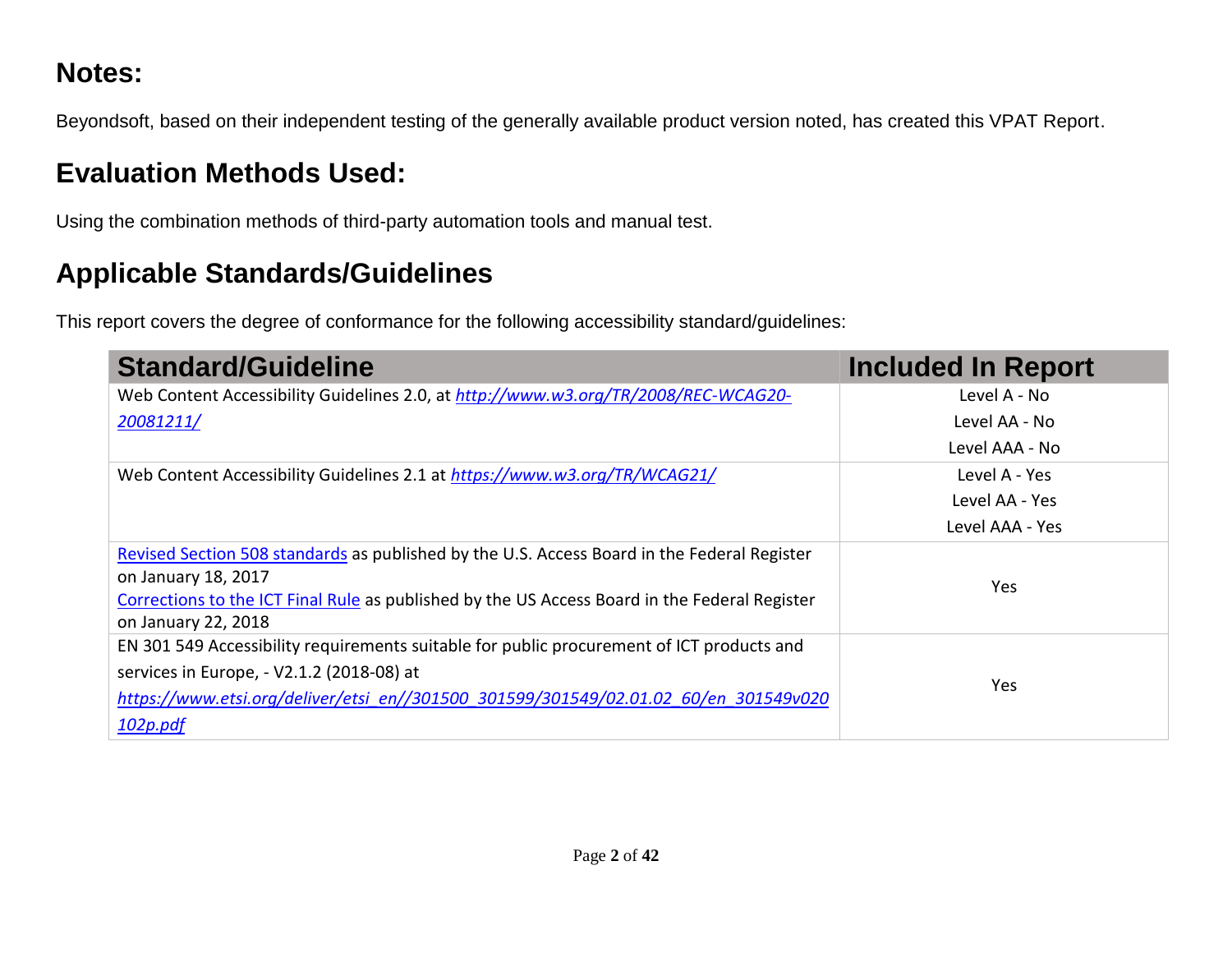## Notes:

Beyondsoft, based on their independent testing of the generally available product version noted, has created this VPAT Report.

## Evaluation Methods Used:

Using the combination methods of third-party automation tools and manual test.

## Applicable Standards/Guidelines

This report covers the degree of conformance for the following accessibility standard/guidelines:

| Standard/Guideline | Included In Report |
|---|---|
| Web Content Accessibility Guidelines 2.0, at *http://www.w3.org/TR/2008/REC-WCAG20-20081211/* | Level A - No<br>Level AA - No<br>Level AAA - No |
| Web Content Accessibility Guidelines 2.1 at *https://www.w3.org/TR/WCAG21/* | Level A - Yes<br>Level AA - Yes<br>Level AAA - Yes |
| Revised Section 508 standards as published by the U.S. Access Board in the Federal Register on January 18, 2017<br>Corrections to the ICT Final Rule as published by the US Access Board in the Federal Register on January 22, 2018 | Yes |
| EN 301 549 Accessibility requirements suitable for public procurement of ICT products and services in Europe, - V2.1.2 (2018-08) at *https://www.etsi.org/deliver/etsi_en//301500_301599/301549/02.01.02_60/en_301549v020102p.pdf* | Yes |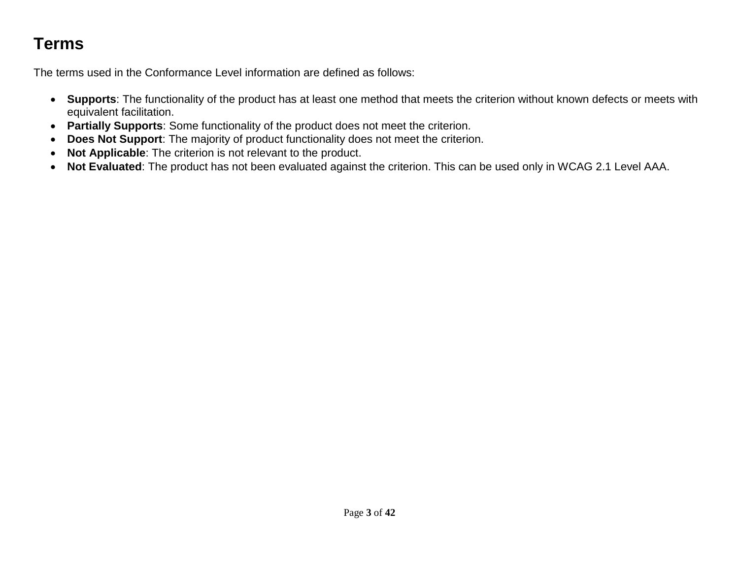# Terms

The terms used in the Conformance Level information are defined as follows:

- **Supports**: The functionality of the product has at least one method that meets the criterion without known defects or meets with equivalent facilitation.
- **Partially Supports**: Some functionality of the product does not meet the criterion.
- **Does Not Support**: The majority of product functionality does not meet the criterion.
- **Not Applicable**: The criterion is not relevant to the product.
- **Not Evaluated**: The product has not been evaluated against the criterion. This can be used only in WCAG 2.1 Level AAA.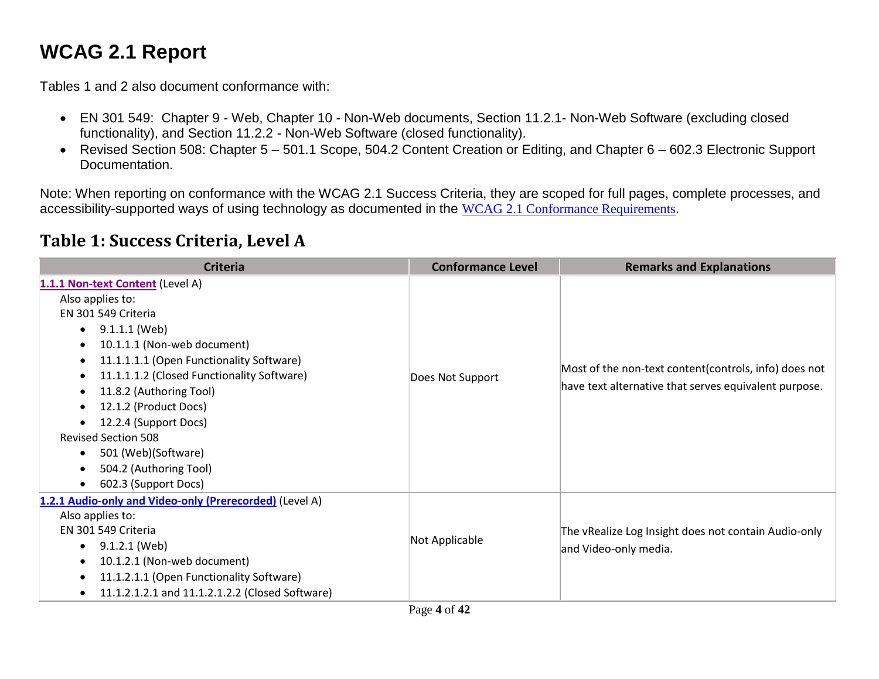# WCAG 2.1 Report

Tables 1 and 2 also document conformance with:

- EN 301 549: Chapter 9 - Web, Chapter 10 - Non-Web documents, Section 11.2.1- Non-Web Software (excluding closed functionality), and Section 11.2.2 - Non-Web Software (closed functionality).
- Revised Section 508: Chapter 5 – 501.1 Scope, 504.2 Content Creation or Editing, and Chapter 6 – 602.3 Electronic Support Documentation.

Note: When reporting on conformance with the WCAG 2.1 Success Criteria, they are scoped for full pages, complete processes, and accessibility-supported ways of using technology as documented in the WCAG 2.1 Conformance Requirements.

## Table 1: Success Criteria, Level A

| Criteria | Conformance Level | Remarks and Explanations |
|---|---|---|
| **1.1.1 Non-text Content** (Level A)<br>Also applies to:<br>EN 301 549 Criteria<br>• 9.1.1.1 (Web)<br>• 10.1.1.1 (Non-web document)<br>• 11.1.1.1.1 (Open Functionality Software)<br>• 11.1.1.1.2 (Closed Functionality Software)<br>• 11.8.2 (Authoring Tool)<br>• 12.1.2 (Product Docs)<br>• 12.2.4 (Support Docs)<br>Revised Section 508<br>• 501 (Web)(Software)<br>• 504.2 (Authoring Tool)<br>• 602.3 (Support Docs) | Does Not Support | Most of the non-text content(controls, info) does not have text alternative that serves equivalent purpose. |
| **1.2.1 Audio-only and Video-only (Prerecorded)** (Level A)<br>Also applies to:<br>EN 301 549 Criteria<br>• 9.1.2.1 (Web)<br>• 10.1.2.1 (Non-web document)<br>• 11.1.2.1.1 (Open Functionality Software)<br>• 11.1.2.1.2.1 and 11.1.2.1.2.2 (Closed Software) | Not Applicable | The vRealize Log Insight does not contain Audio-only and Video-only media. |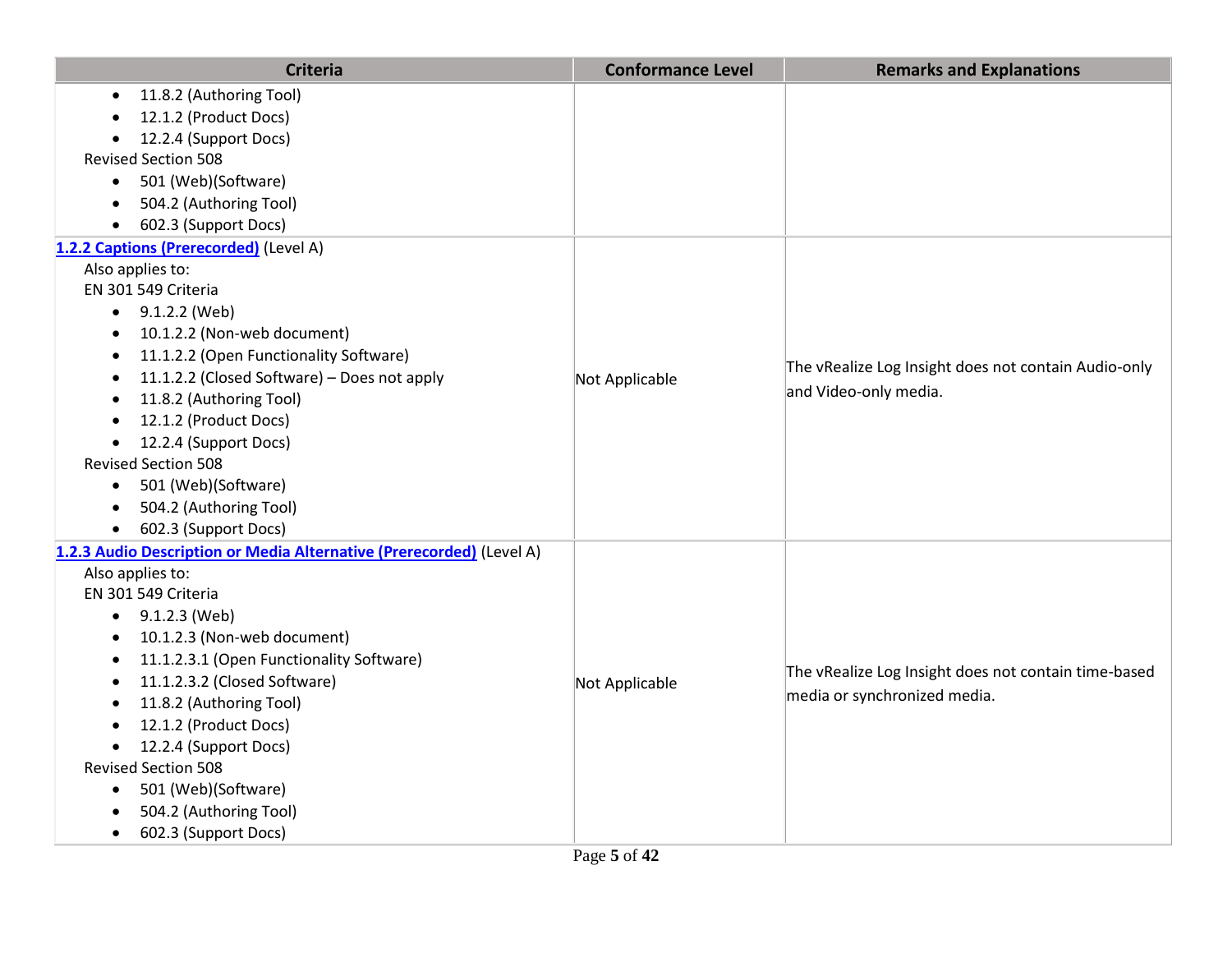| Criteria | Conformance Level | Remarks and Explanations |
|---|---|---|
| • 11.8.2 (Authoring Tool)<br>• 12.1.2 (Product Docs)<br>• 12.2.4 (Support Docs)<br>Revised Section 508<br>• 501 (Web)(Software)<br>• 504.2 (Authoring Tool)<br>• 602.3 (Support Docs) | | |
| **1.2.2 Captions (Prerecorded)** (Level A)<br>Also applies to:<br>EN 301 549 Criteria<br>• 9.1.2.2 (Web)<br>• 10.1.2.2 (Non-web document)<br>• 11.1.2.2 (Open Functionality Software)<br>• 11.1.2.2 (Closed Software) – Does not apply<br>• 11.8.2 (Authoring Tool)<br>• 12.1.2 (Product Docs)<br>• 12.2.4 (Support Docs)<br>Revised Section 508<br>• 501 (Web)(Software)<br>• 504.2 (Authoring Tool)<br>• 602.3 (Support Docs) | Not Applicable | The vRealize Log Insight does not contain Audio-only and Video-only media. |
| **1.2.3 Audio Description or Media Alternative (Prerecorded)** (Level A)<br>Also applies to:<br>EN 301 549 Criteria<br>• 9.1.2.3 (Web)<br>• 10.1.2.3 (Non-web document)<br>• 11.1.2.3.1 (Open Functionality Software)<br>• 11.1.2.3.2 (Closed Software)<br>• 11.8.2 (Authoring Tool)<br>• 12.1.2 (Product Docs)<br>• 12.2.4 (Support Docs)<br>Revised Section 508<br>• 501 (Web)(Software)<br>• 504.2 (Authoring Tool)<br>• 602.3 (Support Docs) | Not Applicable | The vRealize Log Insight does not contain time-based media or synchronized media. |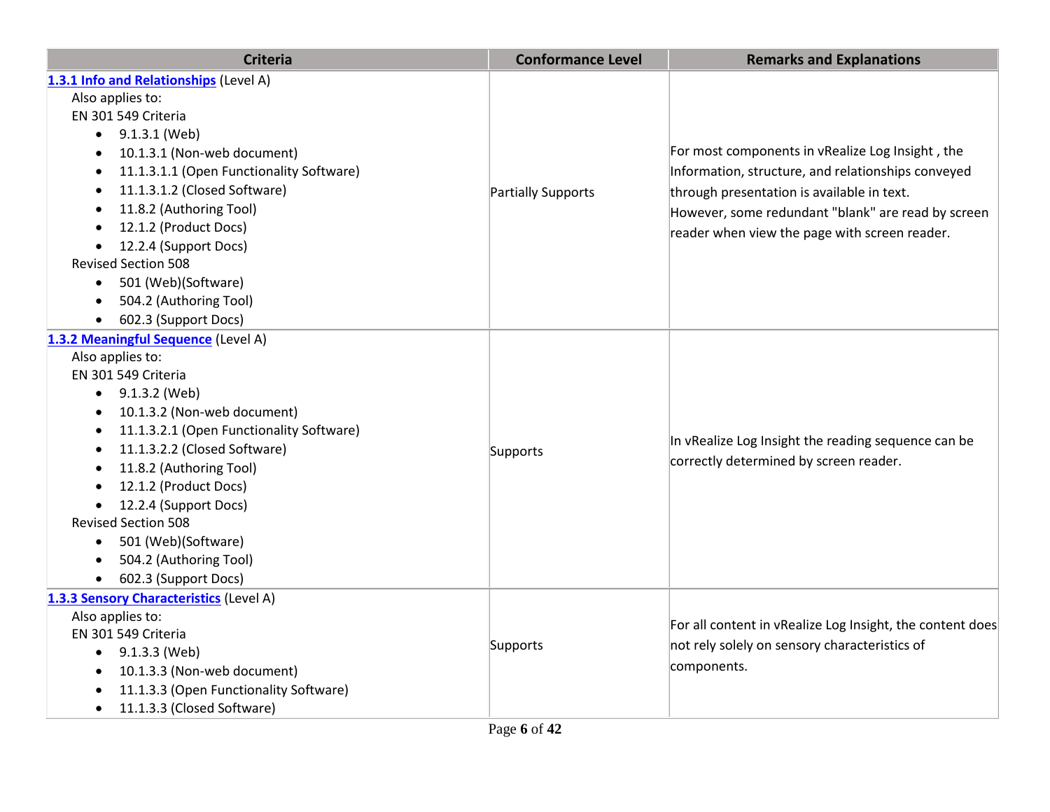| Criteria | Conformance Level | Remarks and Explanations |
|---|---|---|
| **1.3.1 Info and Relationships** (Level A)<br>Also applies to:<br>EN 301 549 Criteria<br>• 9.1.3.1 (Web)<br>• 10.1.3.1 (Non-web document)<br>• 11.1.3.1.1 (Open Functionality Software)<br>• 11.1.3.1.2 (Closed Software)<br>• 11.8.2 (Authoring Tool)<br>• 12.1.2 (Product Docs)<br>• 12.2.4 (Support Docs)<br>Revised Section 508<br>• 501 (Web)(Software)<br>• 504.2 (Authoring Tool)<br>• 602.3 (Support Docs) | Partially Supports | For most components in vRealize Log Insight , the Information, structure, and relationships conveyed through presentation is available in text.<br>However, some redundant "blank" are read by screen reader when view the page with screen reader. |
| **1.3.2 Meaningful Sequence** (Level A)<br>Also applies to:<br>EN 301 549 Criteria<br>• 9.1.3.2 (Web)<br>• 10.1.3.2 (Non-web document)<br>• 11.1.3.2.1 (Open Functionality Software)<br>• 11.1.3.2.2 (Closed Software)<br>• 11.8.2 (Authoring Tool)<br>• 12.1.2 (Product Docs)<br>• 12.2.4 (Support Docs)<br>Revised Section 508<br>• 501 (Web)(Software)<br>• 504.2 (Authoring Tool)<br>• 602.3 (Support Docs) | Supports | In vRealize Log Insight the reading sequence can be correctly determined by screen reader. |
| **1.3.3 Sensory Characteristics** (Level A)<br>Also applies to:<br>EN 301 549 Criteria<br>• 9.1.3.3 (Web)<br>• 10.1.3.3 (Non-web document)<br>• 11.1.3.3 (Open Functionality Software)<br>• 11.1.3.3 (Closed Software) | Supports | For all content in vRealize Log Insight, the content does not rely solely on sensory characteristics of components. |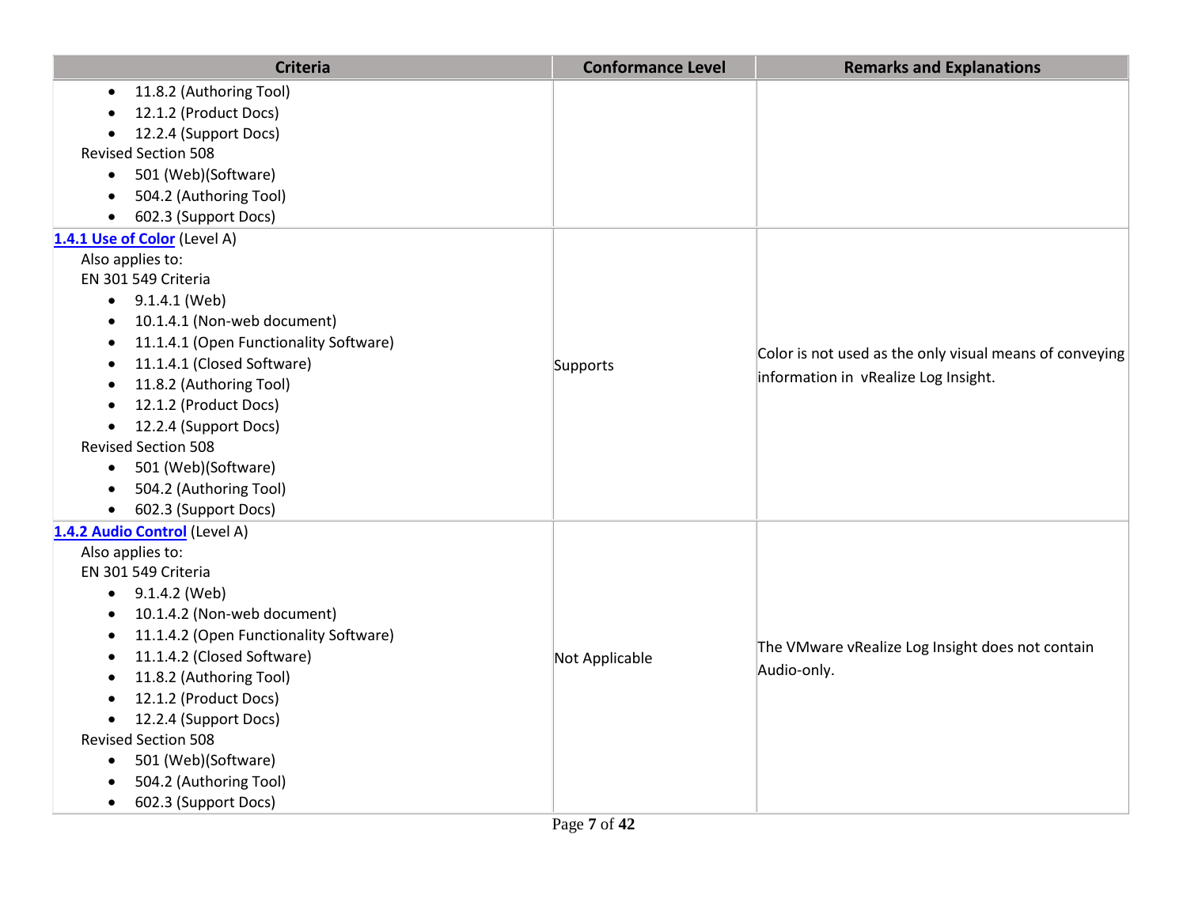| Criteria | Conformance Level | Remarks and Explanations |
|---|---|---|
| <ul><li>11.8.2 (Authoring Tool)</li><li>12.1.2 (Product Docs)</li><li>12.2.4 (Support Docs)</li></ul>Revised Section 508<ul><li>501 (Web)(Software)</li><li>504.2 (Authoring Tool)</li><li>602.3 (Support Docs)</li></ul> | | |
| **1.4.1 Use of Color** (Level A)<br>Also applies to:<br>EN 301 549 Criteria<ul><li>9.1.4.1 (Web)</li><li>10.1.4.1 (Non-web document)</li><li>11.1.4.1 (Open Functionality Software)</li><li>11.1.4.1 (Closed Software)</li><li>11.8.2 (Authoring Tool)</li><li>12.1.2 (Product Docs)</li><li>12.2.4 (Support Docs)</li></ul>Revised Section 508<ul><li>501 (Web)(Software)</li><li>504.2 (Authoring Tool)</li><li>602.3 (Support Docs)</li></ul> | Supports | Color is not used as the only visual means of conveying information in vRealize Log Insight. |
| **1.4.2 Audio Control** (Level A)<br>Also applies to:<br>EN 301 549 Criteria<ul><li>9.1.4.2 (Web)</li><li>10.1.4.2 (Non-web document)</li><li>11.1.4.2 (Open Functionality Software)</li><li>11.1.4.2 (Closed Software)</li><li>11.8.2 (Authoring Tool)</li><li>12.1.2 (Product Docs)</li><li>12.2.4 (Support Docs)</li></ul>Revised Section 508<ul><li>501 (Web)(Software)</li><li>504.2 (Authoring Tool)</li><li>602.3 (Support Docs)</li></ul> | Not Applicable | The VMware vRealize Log Insight does not contain Audio-only. |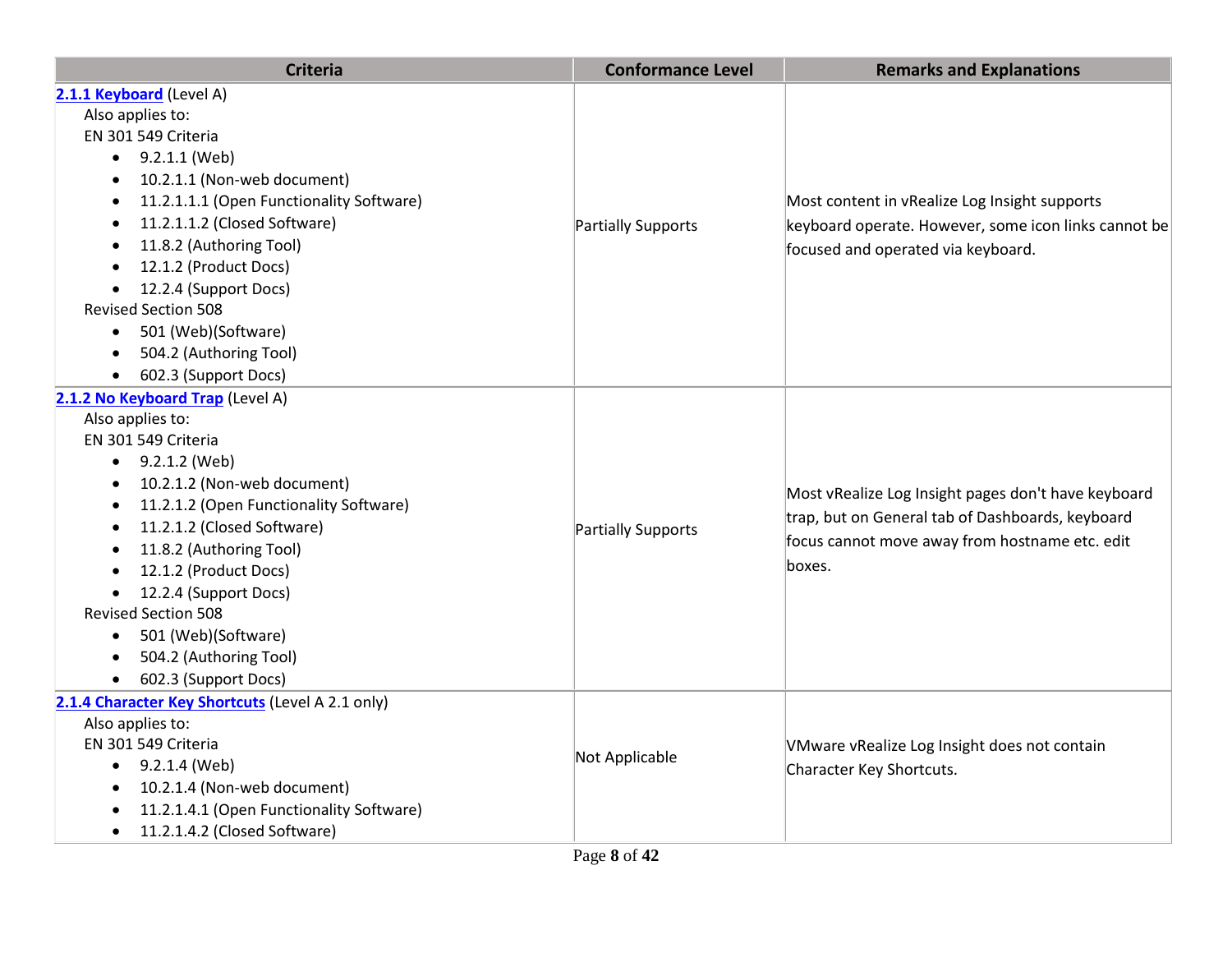| Criteria | Conformance Level | Remarks and Explanations |
| --- | --- | --- |
| **2.1.1 Keyboard** (Level A)<br>Also applies to:<br>EN 301 549 Criteria<br>• 9.2.1.1 (Web)<br>• 10.2.1.1 (Non-web document)<br>• 11.2.1.1.1 (Open Functionality Software)<br>• 11.2.1.1.2 (Closed Software)<br>• 11.8.2 (Authoring Tool)<br>• 12.1.2 (Product Docs)<br>• 12.2.4 (Support Docs)<br>Revised Section 508<br>• 501 (Web)(Software)<br>• 504.2 (Authoring Tool)<br>• 602.3 (Support Docs) | Partially Supports | Most content in vRealize Log Insight supports keyboard operate. However, some icon links cannot be focused and operated via keyboard. |
| **2.1.2 No Keyboard Trap** (Level A)<br>Also applies to:<br>EN 301 549 Criteria<br>• 9.2.1.2 (Web)<br>• 10.2.1.2 (Non-web document)<br>• 11.2.1.2 (Open Functionality Software)<br>• 11.2.1.2 (Closed Software)<br>• 11.8.2 (Authoring Tool)<br>• 12.1.2 (Product Docs)<br>• 12.2.4 (Support Docs)<br>Revised Section 508<br>• 501 (Web)(Software)<br>• 504.2 (Authoring Tool)<br>• 602.3 (Support Docs) | Partially Supports | Most vRealize Log Insight pages don't have keyboard trap, but on General tab of Dashboards, keyboard focus cannot move away from hostname etc. edit boxes. |
| **2.1.4 Character Key Shortcuts** (Level A 2.1 only)<br>Also applies to:<br>EN 301 549 Criteria<br>• 9.2.1.4 (Web)<br>• 10.2.1.4 (Non-web document)<br>• 11.2.1.4.1 (Open Functionality Software)<br>• 11.2.1.4.2 (Closed Software) | Not Applicable | VMware vRealize Log Insight does not contain Character Key Shortcuts. |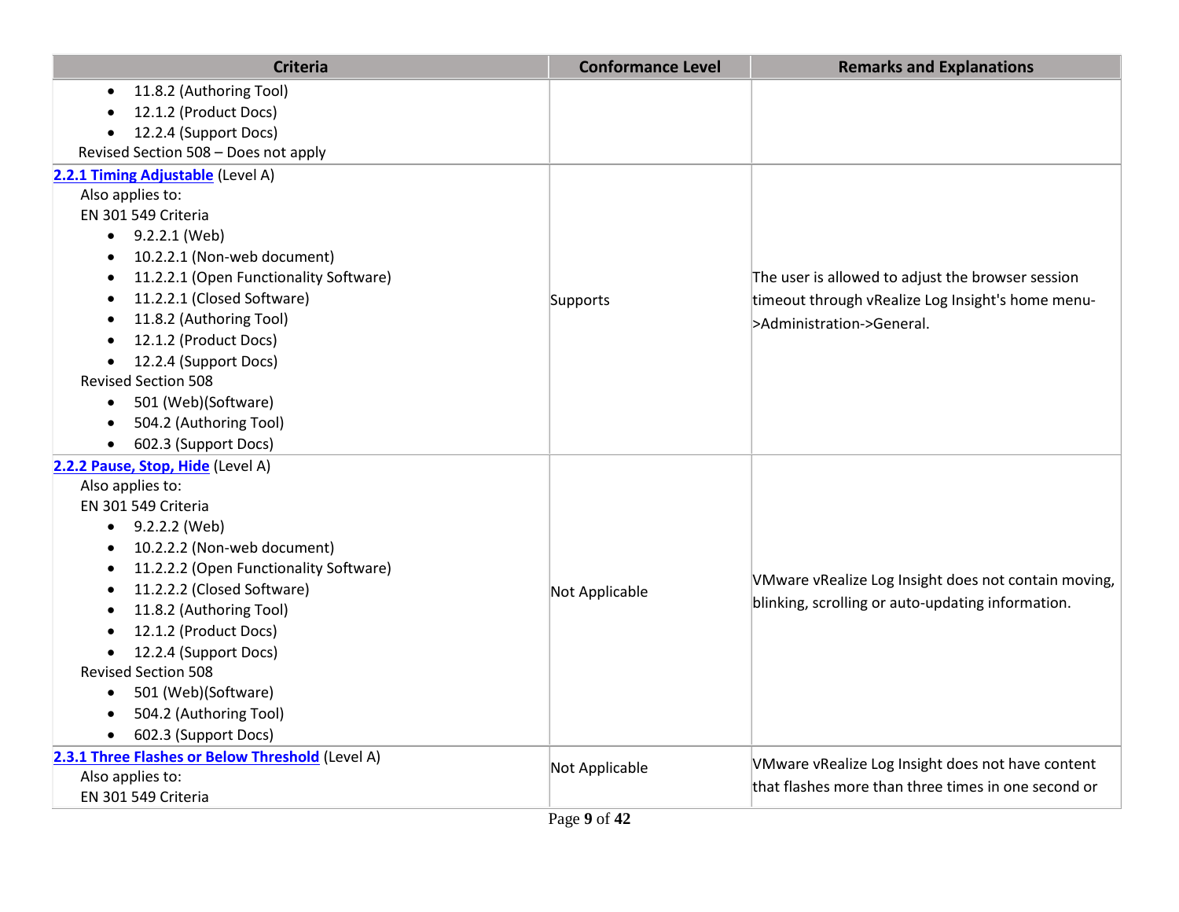| Criteria | Conformance Level | Remarks and Explanations |
| --- | --- | --- |
| • 11.8.2 (Authoring Tool)<br>• 12.1.2 (Product Docs)<br>• 12.2.4 (Support Docs)<br>Revised Section 508 – Does not apply | | |
| **[2.2.1 Timing Adjustable](#)** (Level A)<br>Also applies to:<br>EN 301 549 Criteria<br>• 9.2.2.1 (Web)<br>• 10.2.2.1 (Non-web document)<br>• 11.2.2.1 (Open Functionality Software)<br>• 11.2.2.1 (Closed Software)<br>• 11.8.2 (Authoring Tool)<br>• 12.1.2 (Product Docs)<br>• 12.2.4 (Support Docs)<br>Revised Section 508<br>• 501 (Web)(Software)<br>• 504.2 (Authoring Tool)<br>• 602.3 (Support Docs) | Supports | The user is allowed to adjust the browser session timeout through vRealize Log Insight's home menu->Administration->General. |
| **[2.2.2 Pause, Stop, Hide](#)** (Level A)<br>Also applies to:<br>EN 301 549 Criteria<br>• 9.2.2.2 (Web)<br>• 10.2.2.2 (Non-web document)<br>• 11.2.2.2 (Open Functionality Software)<br>• 11.2.2.2 (Closed Software)<br>• 11.8.2 (Authoring Tool)<br>• 12.1.2 (Product Docs)<br>• 12.2.4 (Support Docs)<br>Revised Section 508<br>• 501 (Web)(Software)<br>• 504.2 (Authoring Tool)<br>• 602.3 (Support Docs) | Not Applicable | VMware vRealize Log Insight does not contain moving, blinking, scrolling or auto-updating information. |
| **[2.3.1 Three Flashes or Below Threshold](#)** (Level A)<br>Also applies to:<br>EN 301 549 Criteria | Not Applicable | VMware vRealize Log Insight does not have content that flashes more than three times in one second or |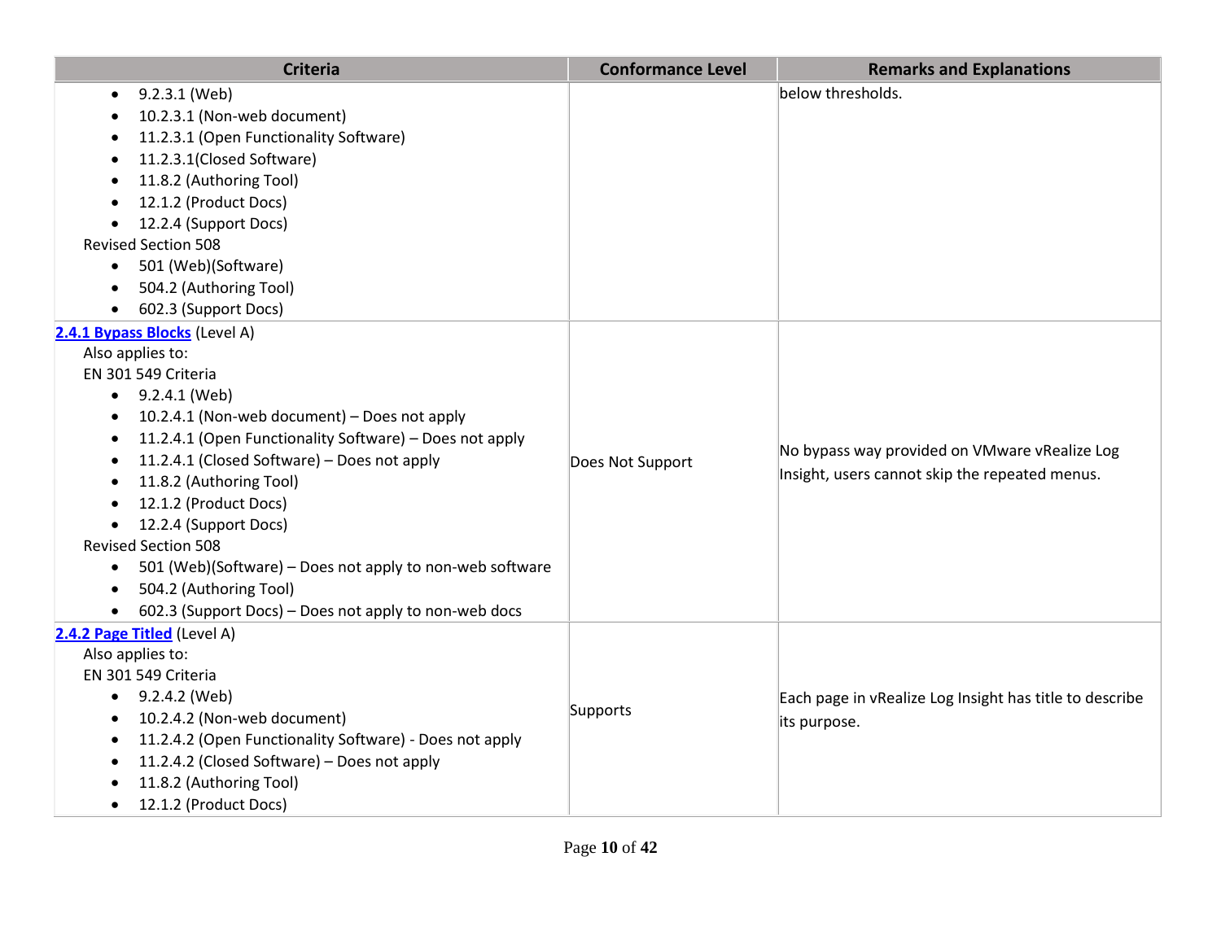| Criteria | Conformance Level | Remarks and Explanations |
|---|---|---|
| <ul><li>9.2.3.1 (Web)</li><li>10.2.3.1 (Non-web document)</li><li>11.2.3.1 (Open Functionality Software)</li><li>11.2.3.1(Closed Software)</li><li>11.8.2 (Authoring Tool)</li><li>12.1.2 (Product Docs)</li><li>12.2.4 (Support Docs)</li></ul>Revised Section 508<ul><li>501 (Web)(Software)</li><li>504.2 (Authoring Tool)</li><li>602.3 (Support Docs)</li></ul> | | below thresholds. |
| [2.4.1 Bypass Blocks]() (Level A)<br>Also applies to:<br>EN 301 549 Criteria<ul><li>9.2.4.1 (Web)</li><li>10.2.4.1 (Non-web document) – Does not apply</li><li>11.2.4.1 (Open Functionality Software) – Does not apply</li><li>11.2.4.1 (Closed Software) – Does not apply</li><li>11.8.2 (Authoring Tool)</li><li>12.1.2 (Product Docs)</li><li>12.2.4 (Support Docs)</li></ul>Revised Section 508<ul><li>501 (Web)(Software) – Does not apply to non-web software</li><li>504.2 (Authoring Tool)</li><li>602.3 (Support Docs) – Does not apply to non-web docs</li></ul> | Does Not Support | No bypass way provided on VMware vRealize Log Insight, users cannot skip the repeated menus. |
| [2.4.2 Page Titled]() (Level A)<br>Also applies to:<br>EN 301 549 Criteria<ul><li>9.2.4.2 (Web)</li><li>10.2.4.2 (Non-web document)</li><li>11.2.4.2 (Open Functionality Software) - Does not apply</li><li>11.2.4.2 (Closed Software) – Does not apply</li><li>11.8.2 (Authoring Tool)</li><li>12.1.2 (Product Docs)</li></ul> | Supports | Each page in vRealize Log Insight has title to describe its purpose. |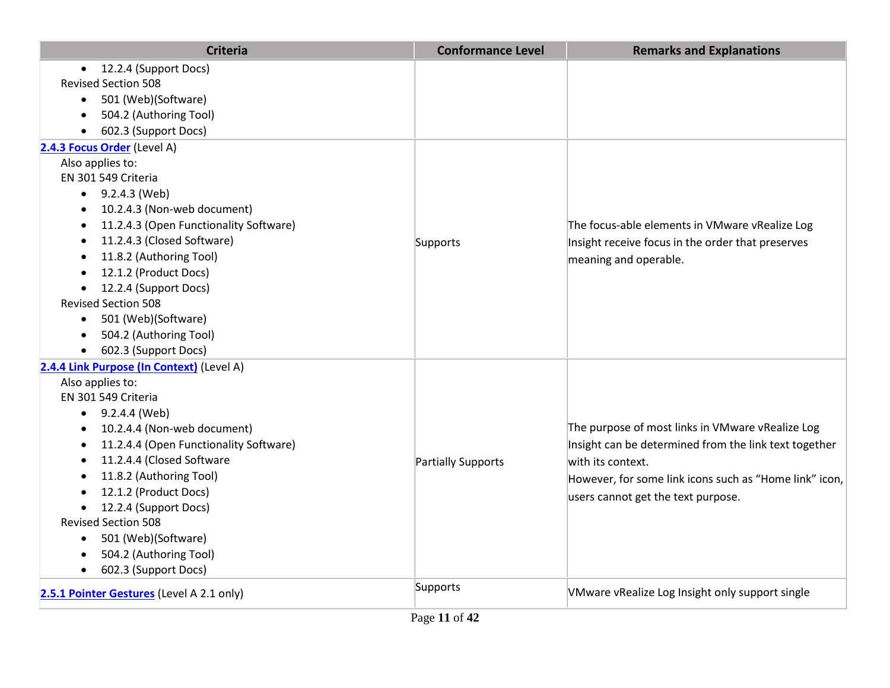| Criteria | Conformance Level | Remarks and Explanations |
|---|---|---|
| • 12.2.4 (Support Docs)<br>Revised Section 508<br>• 501 (Web)(Software)<br>• 504.2 (Authoring Tool)<br>• 602.3 (Support Docs) | | |
| **[2.4.3 Focus Order]** (Level A)<br>Also applies to:<br>EN 301 549 Criteria<br>• 9.2.4.3 (Web)<br>• 10.2.4.3 (Non-web document)<br>• 11.2.4.3 (Open Functionality Software)<br>• 11.2.4.3 (Closed Software)<br>• 11.8.2 (Authoring Tool)<br>• 12.1.2 (Product Docs)<br>• 12.2.4 (Support Docs)<br>Revised Section 508<br>• 501 (Web)(Software)<br>• 504.2 (Authoring Tool)<br>• 602.3 (Support Docs) | Supports | The focus-able elements in VMware vRealize Log Insight receive focus in the order that preserves meaning and operable. |
| **[2.4.4 Link Purpose (In Context)]** (Level A)<br>Also applies to:<br>EN 301 549 Criteria<br>• 9.2.4.4 (Web)<br>• 10.2.4.4 (Non-web document)<br>• 11.2.4.4 (Open Functionality Software)<br>• 11.2.4.4 (Closed Software<br>• 11.8.2 (Authoring Tool)<br>• 12.1.2 (Product Docs)<br>• 12.2.4 (Support Docs)<br>Revised Section 508<br>• 501 (Web)(Software)<br>• 504.2 (Authoring Tool)<br>• 602.3 (Support Docs) | Partially Supports | The purpose of most links in VMware vRealize Log Insight can be determined from the link text together with its context.<br>However, for some link icons such as "Home link" icon, users cannot get the text purpose. |
| **[2.5.1 Pointer Gestures]** (Level A 2.1 only) | Supports | VMware vRealize Log Insight only support single |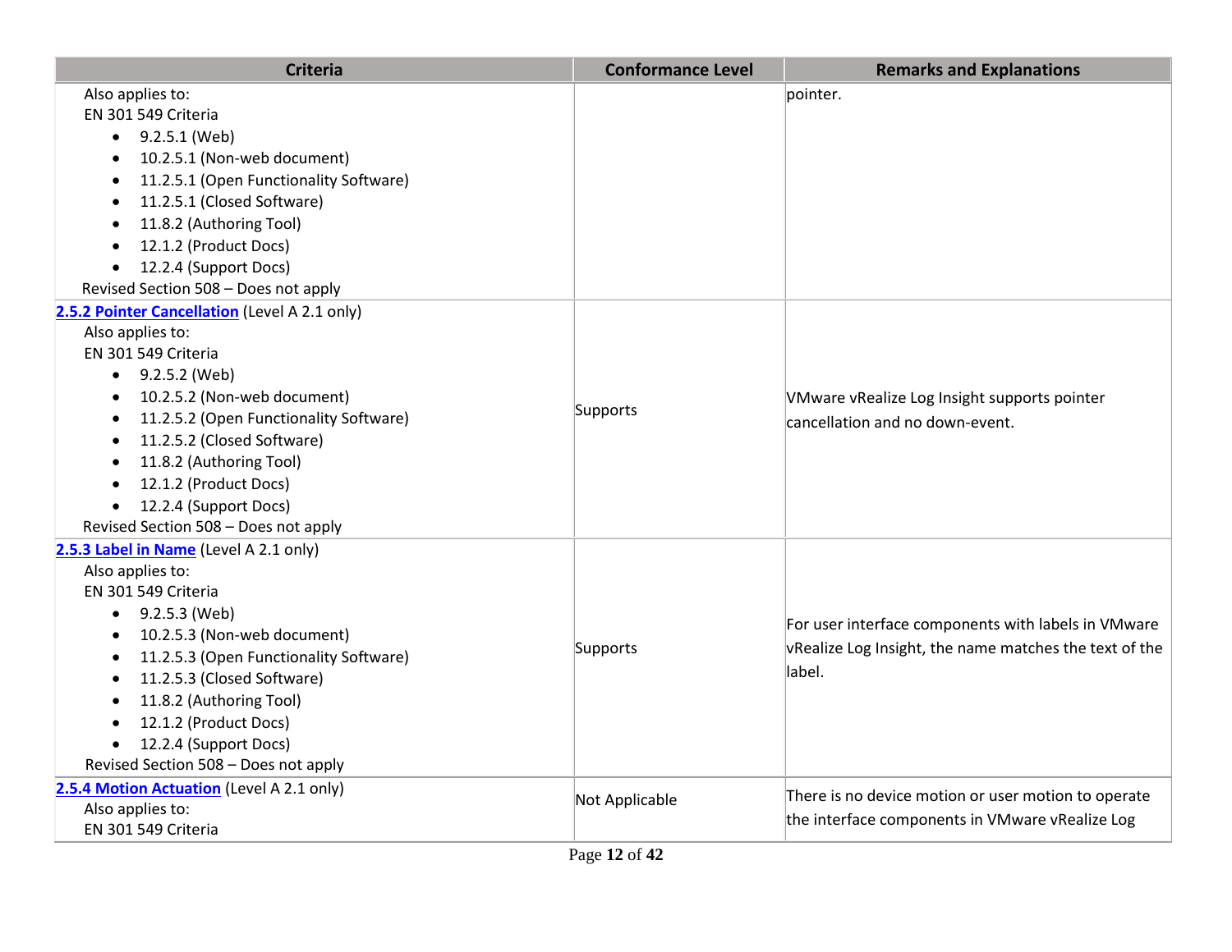| Criteria | Conformance Level | Remarks and Explanations |
| --- | --- | --- |
| Also applies to:<br>EN 301 549 Criteria<br>• 9.2.5.1 (Web)<br>• 10.2.5.1 (Non-web document)<br>• 11.2.5.1 (Open Functionality Software)<br>• 11.2.5.1 (Closed Software)<br>• 11.8.2 (Authoring Tool)<br>• 12.1.2 (Product Docs)<br>• 12.2.4 (Support Docs)<br>Revised Section 508 – Does not apply | | pointer. |
| [2.5.2 Pointer Cancellation](#) (Level A 2.1 only)<br>Also applies to:<br>EN 301 549 Criteria<br>• 9.2.5.2 (Web)<br>• 10.2.5.2 (Non-web document)<br>• 11.2.5.2 (Open Functionality Software)<br>• 11.2.5.2 (Closed Software)<br>• 11.8.2 (Authoring Tool)<br>• 12.1.2 (Product Docs)<br>• 12.2.4 (Support Docs)<br>Revised Section 508 – Does not apply | Supports | VMware vRealize Log Insight supports pointer cancellation and no down-event. |
| [2.5.3 Label in Name](#) (Level A 2.1 only)<br>Also applies to:<br>EN 301 549 Criteria<br>• 9.2.5.3 (Web)<br>• 10.2.5.3 (Non-web document)<br>• 11.2.5.3 (Open Functionality Software)<br>• 11.2.5.3 (Closed Software)<br>• 11.8.2 (Authoring Tool)<br>• 12.1.2 (Product Docs)<br>• 12.2.4 (Support Docs)<br>Revised Section 508 – Does not apply | Supports | For user interface components with labels in VMware vRealize Log Insight, the name matches the text of the label. |
| [2.5.4 Motion Actuation](#) (Level A 2.1 only)<br>Also applies to:<br>EN 301 549 Criteria | Not Applicable | There is no device motion or user motion to operate the interface components in VMware vRealize Log |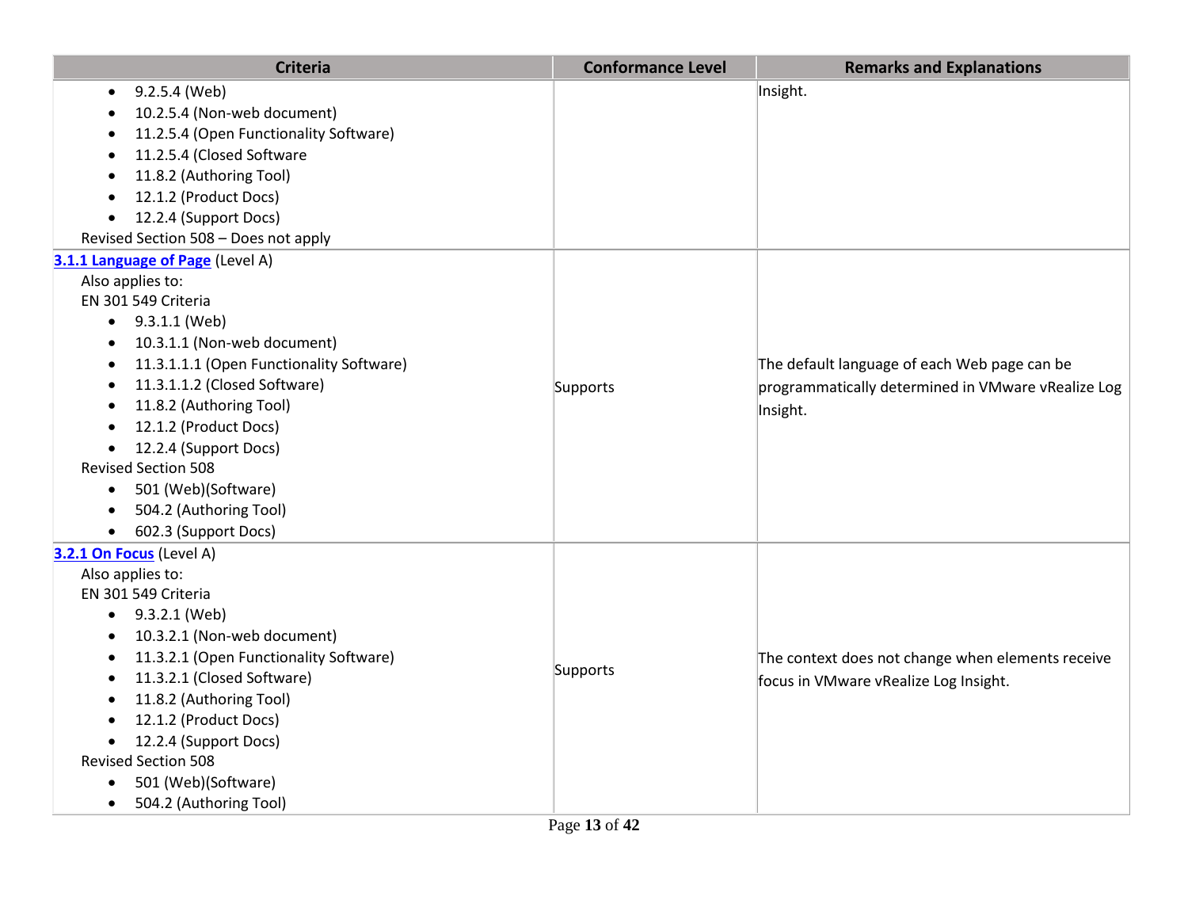| Criteria | Conformance Level | Remarks and Explanations |
| --- | --- | --- |
| • 9.2.5.4 (Web)<br>• 10.2.5.4 (Non-web document)<br>• 11.2.5.4 (Open Functionality Software)<br>• 11.2.5.4 (Closed Software<br>• 11.8.2 (Authoring Tool)<br>• 12.1.2 (Product Docs)<br>• 12.2.4 (Support Docs)<br>Revised Section 508 – Does not apply | | Insight. |
| **[3.1.1 Language of Page]** (Level A)<br>Also applies to:<br>EN 301 549 Criteria<br>• 9.3.1.1 (Web)<br>• 10.3.1.1 (Non-web document)<br>• 11.3.1.1.1 (Open Functionality Software)<br>• 11.3.1.1.2 (Closed Software)<br>• 11.8.2 (Authoring Tool)<br>• 12.1.2 (Product Docs)<br>• 12.2.4 (Support Docs)<br>Revised Section 508<br>• 501 (Web)(Software)<br>• 504.2 (Authoring Tool)<br>• 602.3 (Support Docs) | Supports | The default language of each Web page can be programmatically determined in VMware vRealize Log Insight. |
| **[3.2.1 On Focus]** (Level A)<br>Also applies to:<br>EN 301 549 Criteria<br>• 9.3.2.1 (Web)<br>• 10.3.2.1 (Non-web document)<br>• 11.3.2.1 (Open Functionality Software)<br>• 11.3.2.1 (Closed Software)<br>• 11.8.2 (Authoring Tool)<br>• 12.1.2 (Product Docs)<br>• 12.2.4 (Support Docs)<br>Revised Section 508<br>• 501 (Web)(Software)<br>• 504.2 (Authoring Tool) | Supports | The context does not change when elements receive focus in VMware vRealize Log Insight. |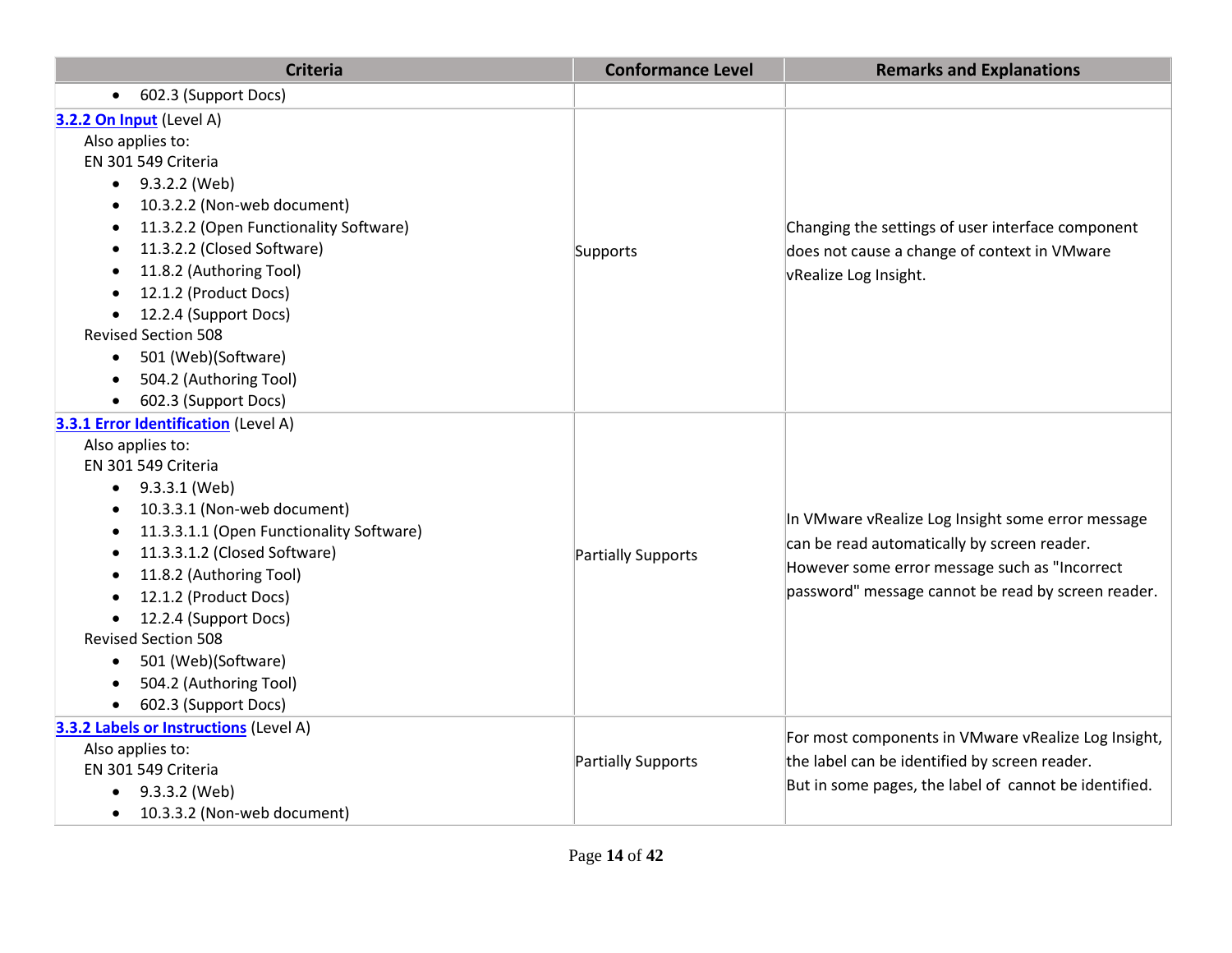| Criteria | Conformance Level | Remarks and Explanations |
|---|---|---|
| • 602.3 (Support Docs) | | |
| **3.2.2 On Input** (Level A)<br>Also applies to:<br>EN 301 549 Criteria<br>• 9.3.2.2 (Web)<br>• 10.3.2.2 (Non-web document)<br>• 11.3.2.2 (Open Functionality Software)<br>• 11.3.2.2 (Closed Software)<br>• 11.8.2 (Authoring Tool)<br>• 12.1.2 (Product Docs)<br>• 12.2.4 (Support Docs)<br>Revised Section 508<br>• 501 (Web)(Software)<br>• 504.2 (Authoring Tool)<br>• 602.3 (Support Docs) | Supports | Changing the settings of user interface component does not cause a change of context in VMware vRealize Log Insight. |
| **3.3.1 Error Identification** (Level A)<br>Also applies to:<br>EN 301 549 Criteria<br>• 9.3.3.1 (Web)<br>• 10.3.3.1 (Non-web document)<br>• 11.3.3.1.1 (Open Functionality Software)<br>• 11.3.3.1.2 (Closed Software)<br>• 11.8.2 (Authoring Tool)<br>• 12.1.2 (Product Docs)<br>• 12.2.4 (Support Docs)<br>Revised Section 508<br>• 501 (Web)(Software)<br>• 504.2 (Authoring Tool)<br>• 602.3 (Support Docs) | Partially Supports | In VMware vRealize Log Insight some error message can be read automatically by screen reader.<br>However some error message such as "Incorrect password" message cannot be read by screen reader. |
| **3.3.2 Labels or Instructions** (Level A)<br>Also applies to:<br>EN 301 549 Criteria<br>• 9.3.3.2 (Web)<br>• 10.3.3.2 (Non-web document) | Partially Supports | For most components in VMware vRealize Log Insight, the label can be identified by screen reader.<br>But in some pages, the label of  cannot be identified. |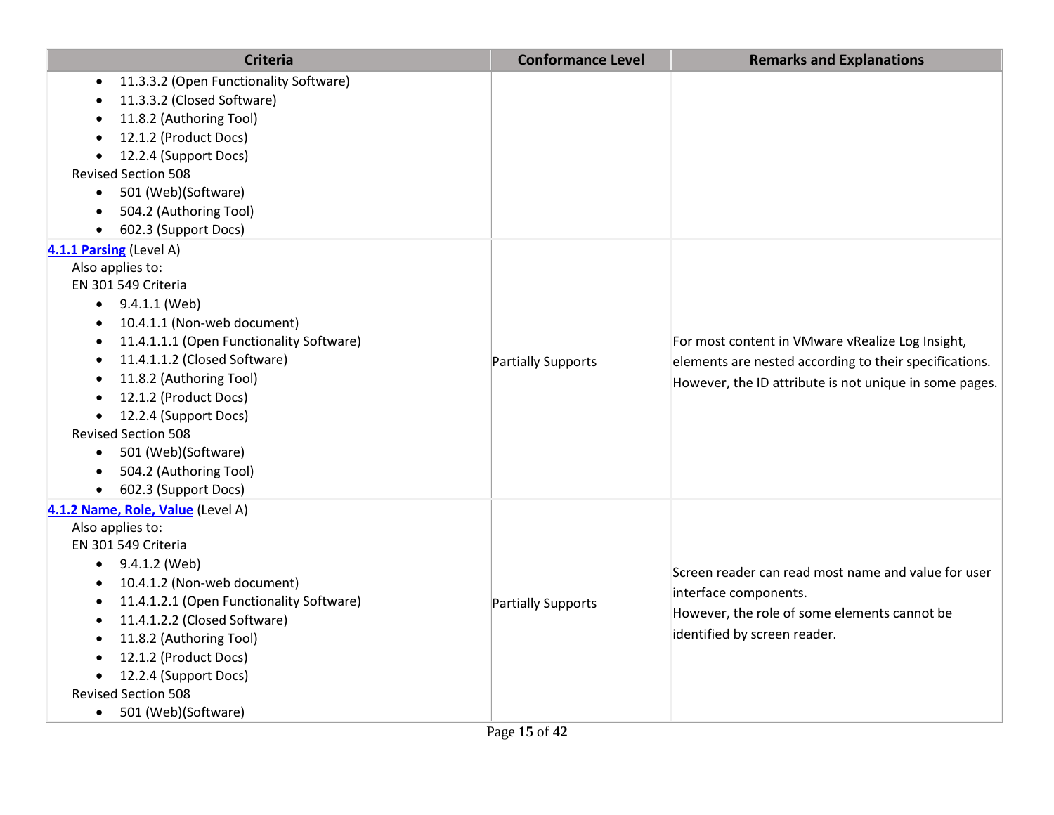| Criteria | Conformance Level | Remarks and Explanations |
|---|---|---|
| <ul><li>11.3.3.2 (Open Functionality Software)</li><li>11.3.3.2 (Closed Software)</li><li>11.8.2 (Authoring Tool)</li><li>12.1.2 (Product Docs)</li><li>12.2.4 (Support Docs)</li></ul>Revised Section 508<ul><li>501 (Web)(Software)</li><li>504.2 (Authoring Tool)</li><li>602.3 (Support Docs)</li></ul> | | |
| **4.1.1 Parsing** (Level A)<br>Also applies to:<br>EN 301 549 Criteria<ul><li>9.4.1.1 (Web)</li><li>10.4.1.1 (Non-web document)</li><li>11.4.1.1.1 (Open Functionality Software)</li><li>11.4.1.1.2 (Closed Software)</li><li>11.8.2 (Authoring Tool)</li><li>12.1.2 (Product Docs)</li><li>12.2.4 (Support Docs)</li></ul>Revised Section 508<ul><li>501 (Web)(Software)</li><li>504.2 (Authoring Tool)</li><li>602.3 (Support Docs)</li></ul> | Partially Supports | For most content in VMware vRealize Log Insight, elements are nested according to their specifications. However, the ID attribute is not unique in some pages. |
| **4.1.2 Name, Role, Value** (Level A)<br>Also applies to:<br>EN 301 549 Criteria<ul><li>9.4.1.2 (Web)</li><li>10.4.1.2 (Non-web document)</li><li>11.4.1.2.1 (Open Functionality Software)</li><li>11.4.1.2.2 (Closed Software)</li><li>11.8.2 (Authoring Tool)</li><li>12.1.2 (Product Docs)</li><li>12.2.4 (Support Docs)</li></ul>Revised Section 508<ul><li>501 (Web)(Software)</li></ul> | Partially Supports | Screen reader can read most name and value for user interface components.<br>However, the role of some elements cannot be identified by screen reader. |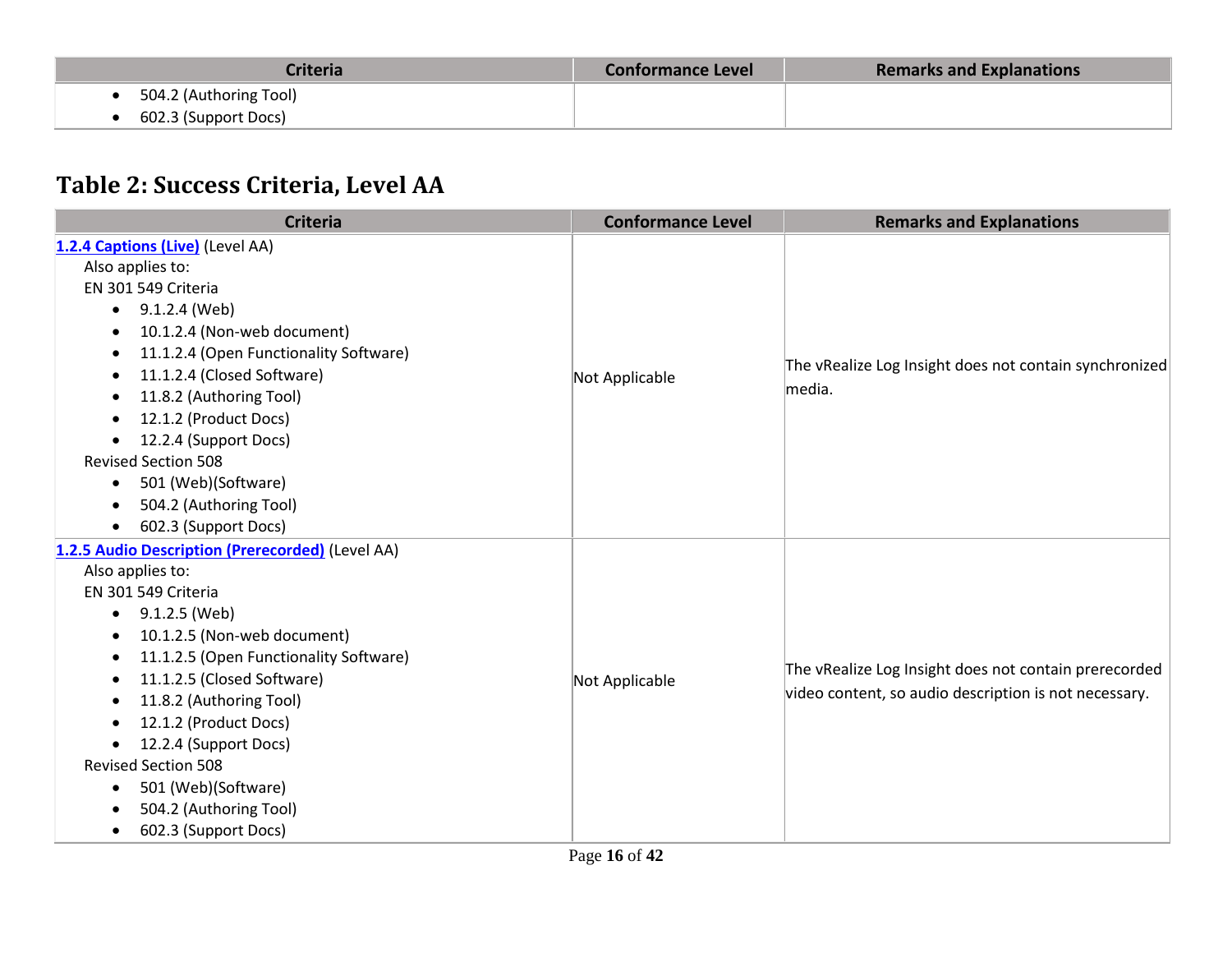| Criteria | Conformance Level | Remarks and Explanations |
|---|---|---|
| • 504.2 (Authoring Tool)<br>• 602.3 (Support Docs) | | |

## Table 2: Success Criteria, Level AA

| Criteria | Conformance Level | Remarks and Explanations |
|---|---|---|
| **1.2.4 Captions (Live)** (Level AA)<br>Also applies to:<br>EN 301 549 Criteria<br>• 9.1.2.4 (Web)<br>• 10.1.2.4 (Non-web document)<br>• 11.1.2.4 (Open Functionality Software)<br>• 11.1.2.4 (Closed Software)<br>• 11.8.2 (Authoring Tool)<br>• 12.1.2 (Product Docs)<br>• 12.2.4 (Support Docs)<br>Revised Section 508<br>• 501 (Web)(Software)<br>• 504.2 (Authoring Tool)<br>• 602.3 (Support Docs) | Not Applicable | The vRealize Log Insight does not contain synchronized media. |
| **1.2.5 Audio Description (Prerecorded)** (Level AA)<br>Also applies to:<br>EN 301 549 Criteria<br>• 9.1.2.5 (Web)<br>• 10.1.2.5 (Non-web document)<br>• 11.1.2.5 (Open Functionality Software)<br>• 11.1.2.5 (Closed Software)<br>• 11.8.2 (Authoring Tool)<br>• 12.1.2 (Product Docs)<br>• 12.2.4 (Support Docs)<br>Revised Section 508<br>• 501 (Web)(Software)<br>• 504.2 (Authoring Tool)<br>• 602.3 (Support Docs) | Not Applicable | The vRealize Log Insight does not contain prerecorded video content, so audio description is not necessary. |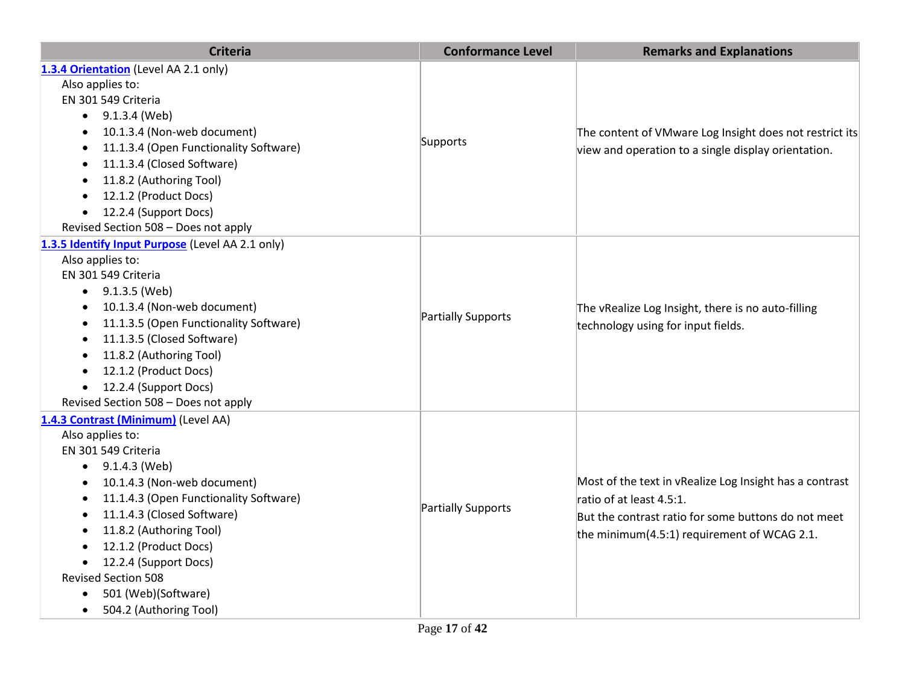| Criteria | Conformance Level | Remarks and Explanations |
|---|---|---|
| **[1.3.4 Orientation]** (Level AA 2.1 only)<br>Also applies to:<br>EN 301 549 Criteria<br>• 9.1.3.4 (Web)<br>• 10.1.3.4 (Non-web document)<br>• 11.1.3.4 (Open Functionality Software)<br>• 11.1.3.4 (Closed Software)<br>• 11.8.2 (Authoring Tool)<br>• 12.1.2 (Product Docs)<br>• 12.2.4 (Support Docs)<br>Revised Section 508 – Does not apply | Supports | The content of VMware Log Insight does not restrict its view and operation to a single display orientation. |
| **[1.3.5 Identify Input Purpose]** (Level AA 2.1 only)<br>Also applies to:<br>EN 301 549 Criteria<br>• 9.1.3.5 (Web)<br>• 10.1.3.4 (Non-web document)<br>• 11.1.3.5 (Open Functionality Software)<br>• 11.1.3.5 (Closed Software)<br>• 11.8.2 (Authoring Tool)<br>• 12.1.2 (Product Docs)<br>• 12.2.4 (Support Docs)<br>Revised Section 508 – Does not apply | Partially Supports | The vRealize Log Insight, there is no auto-filling technology using for input fields. |
| **[1.4.3 Contrast (Minimum)]** (Level AA)<br>Also applies to:<br>EN 301 549 Criteria<br>• 9.1.4.3 (Web)<br>• 10.1.4.3 (Non-web document)<br>• 11.1.4.3 (Open Functionality Software)<br>• 11.1.4.3 (Closed Software)<br>• 11.8.2 (Authoring Tool)<br>• 12.1.2 (Product Docs)<br>• 12.2.4 (Support Docs)<br>Revised Section 508<br>• 501 (Web)(Software)<br>• 504.2 (Authoring Tool) | Partially Supports | Most of the text in vRealize Log Insight has a contrast ratio of at least 4.5:1.<br>But the contrast ratio for some buttons do not meet the minimum(4.5:1) requirement of WCAG 2.1. |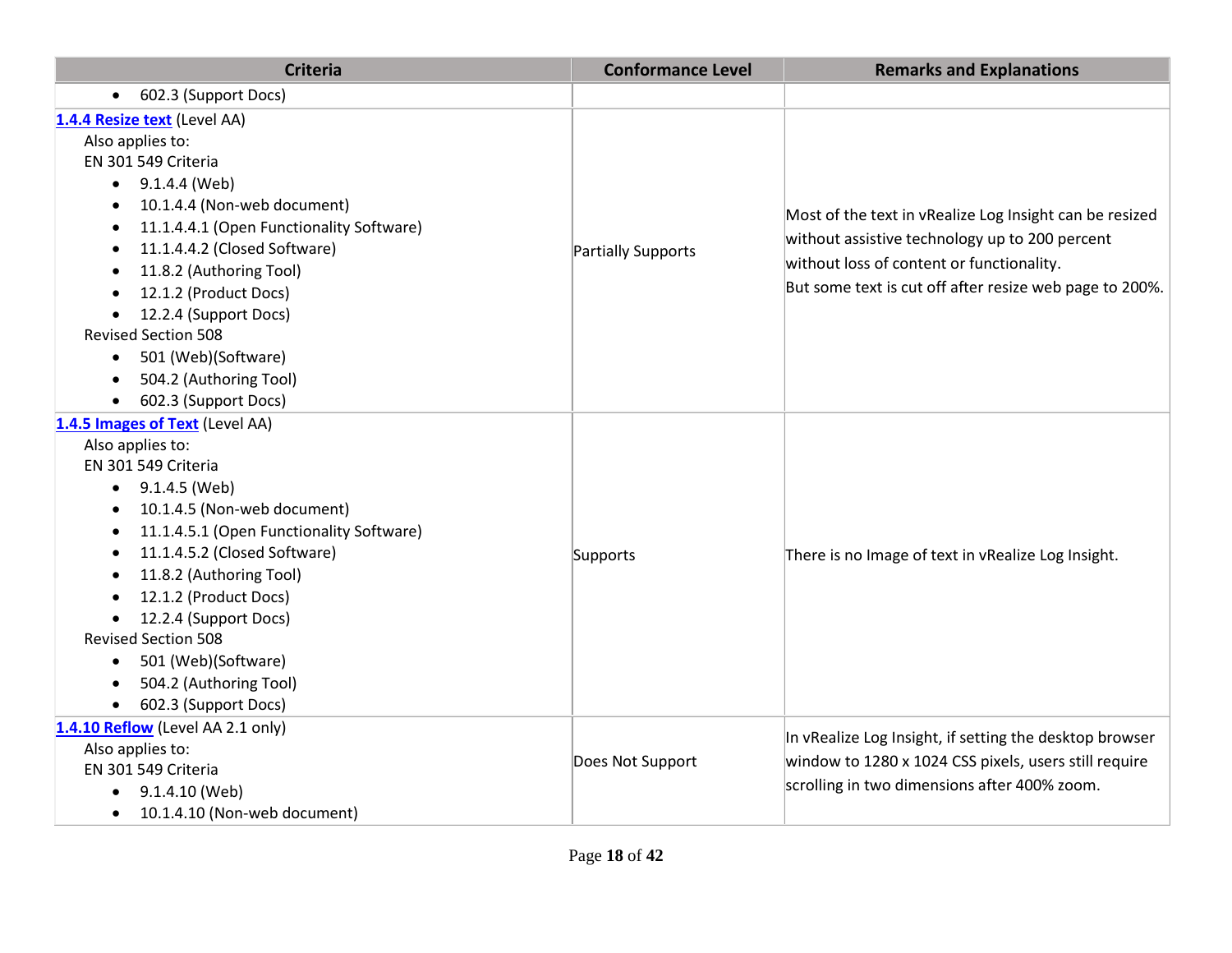| Criteria | Conformance Level | Remarks and Explanations |
|---|---|---|
| • 602.3 (Support Docs) | | |
| **1.4.4 Resize text** (Level AA)<br>Also applies to:<br>EN 301 549 Criteria<br>• 9.1.4.4 (Web)<br>• 10.1.4.4 (Non-web document)<br>• 11.1.4.4.1 (Open Functionality Software)<br>• 11.1.4.4.2 (Closed Software)<br>• 11.8.2 (Authoring Tool)<br>• 12.1.2 (Product Docs)<br>• 12.2.4 (Support Docs)<br>Revised Section 508<br>• 501 (Web)(Software)<br>• 504.2 (Authoring Tool)<br>• 602.3 (Support Docs) | Partially Supports | Most of the text in vRealize Log Insight can be resized without assistive technology up to 200 percent without loss of content or functionality.<br>But some text is cut off after resize web page to 200%. |
| **1.4.5 Images of Text** (Level AA)<br>Also applies to:<br>EN 301 549 Criteria<br>• 9.1.4.5 (Web)<br>• 10.1.4.5 (Non-web document)<br>• 11.1.4.5.1 (Open Functionality Software)<br>• 11.1.4.5.2 (Closed Software)<br>• 11.8.2 (Authoring Tool)<br>• 12.1.2 (Product Docs)<br>• 12.2.4 (Support Docs)<br>Revised Section 508<br>• 501 (Web)(Software)<br>• 504.2 (Authoring Tool)<br>• 602.3 (Support Docs) | Supports | There is no Image of text in vRealize Log Insight. |
| **1.4.10 Reflow** (Level AA 2.1 only)<br>Also applies to:<br>EN 301 549 Criteria<br>• 9.1.4.10 (Web)<br>• 10.1.4.10 (Non-web document) | Does Not Support | In vRealize Log Insight, if setting the desktop browser window to 1280 x 1024 CSS pixels, users still require scrolling in two dimensions after 400% zoom. |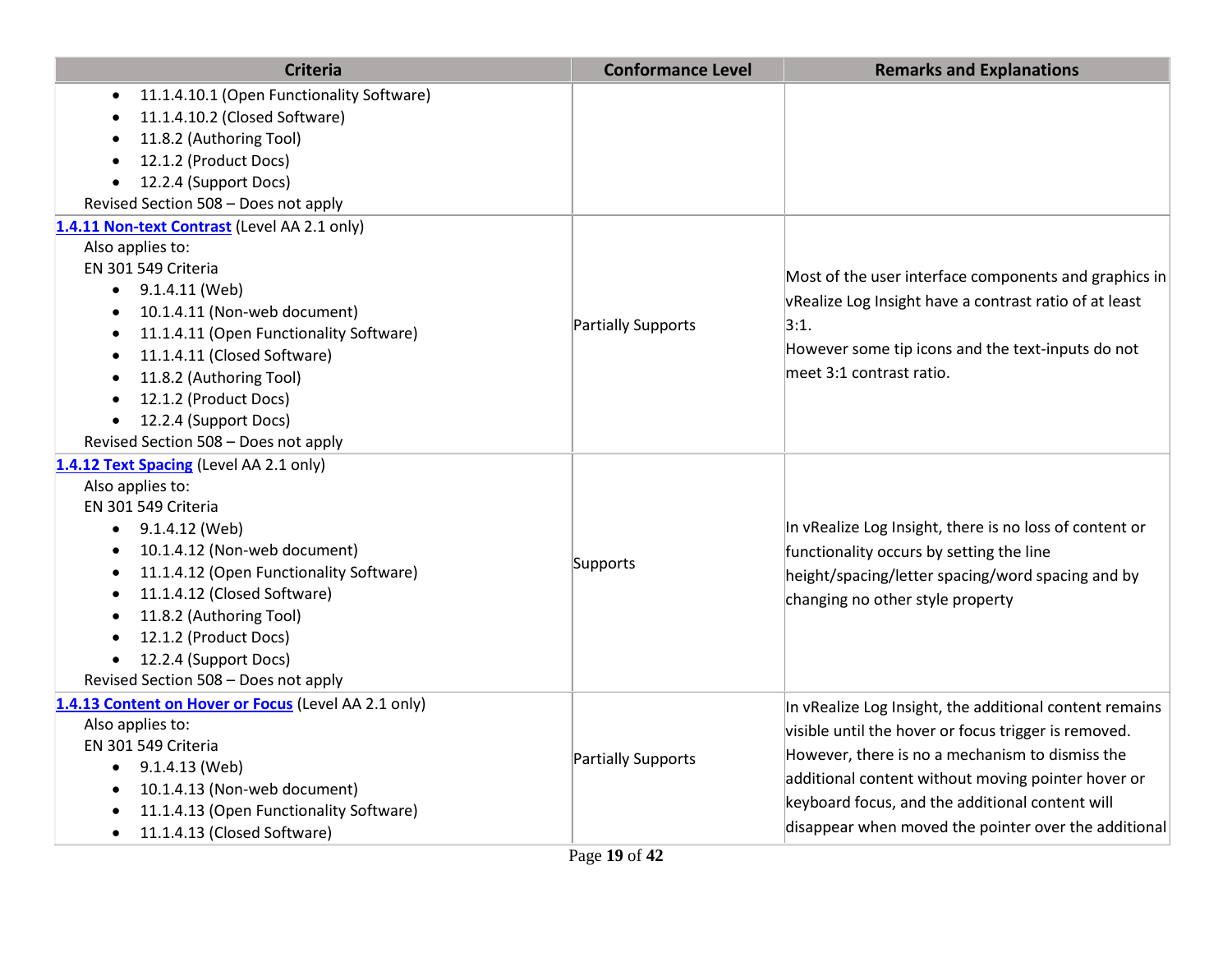| Criteria | Conformance Level | Remarks and Explanations |
| --- | --- | --- |
| <ul><li>11.1.4.10.1 (Open Functionality Software)</li><li>11.1.4.10.2 (Closed Software)</li><li>11.8.2 (Authoring Tool)</li><li>12.1.2 (Product Docs)</li><li>12.2.4 (Support Docs)</li></ul>Revised Section 508 – Does not apply | | |
| **[1.4.11 Non-text Contrast]()** (Level AA 2.1 only)<br>Also applies to:<br>EN 301 549 Criteria<ul><li>9.1.4.11 (Web)</li><li>10.1.4.11 (Non-web document)</li><li>11.1.4.11 (Open Functionality Software)</li><li>11.1.4.11 (Closed Software)</li><li>11.8.2 (Authoring Tool)</li><li>12.1.2 (Product Docs)</li><li>12.2.4 (Support Docs)</li></ul>Revised Section 508 – Does not apply | Partially Supports | Most of the user interface components and graphics in vRealize Log Insight have a contrast ratio of at least 3:1.<br>However some tip icons and the text-inputs do not meet 3:1 contrast ratio. |
| **[1.4.12 Text Spacing]()** (Level AA 2.1 only)<br>Also applies to:<br>EN 301 549 Criteria<ul><li>9.1.4.12 (Web)</li><li>10.1.4.12 (Non-web document)</li><li>11.1.4.12 (Open Functionality Software)</li><li>11.1.4.12 (Closed Software)</li><li>11.8.2 (Authoring Tool)</li><li>12.1.2 (Product Docs)</li><li>12.2.4 (Support Docs)</li></ul>Revised Section 508 – Does not apply | Supports | In vRealize Log Insight, there is no loss of content or functionality occurs by setting the line height/spacing/letter spacing/word spacing and by changing no other style property |
| **[1.4.13 Content on Hover or Focus]()** (Level AA 2.1 only)<br>Also applies to:<br>EN 301 549 Criteria<ul><li>9.1.4.13 (Web)</li><li>10.1.4.13 (Non-web document)</li><li>11.1.4.13 (Open Functionality Software)</li><li>11.1.4.13 (Closed Software)</li></ul> | Partially Supports | In vRealize Log Insight, the additional content remains visible until the hover or focus trigger is removed. However, there is no a mechanism to dismiss the additional content without moving pointer hover or keyboard focus, and the additional content will disappear when moved the pointer over the additional |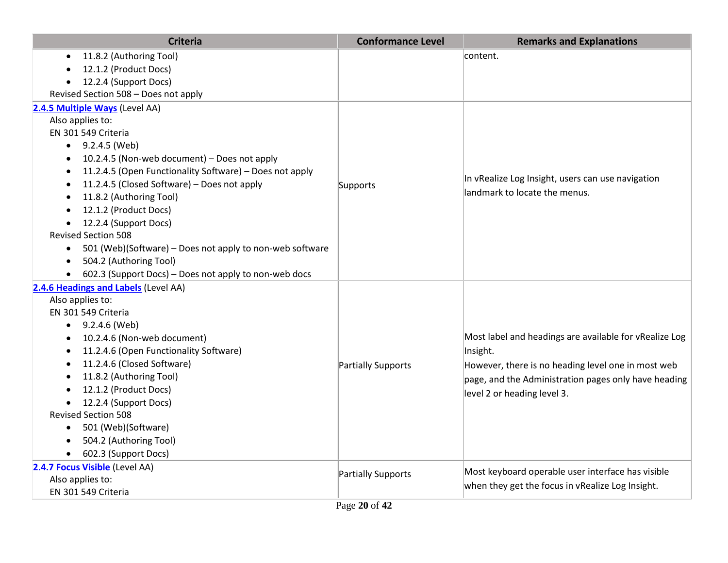| Criteria | Conformance Level | Remarks and Explanations |
| --- | --- | --- |
| • 11.8.2 (Authoring Tool)<br>• 12.1.2 (Product Docs)<br>• 12.2.4 (Support Docs)<br>Revised Section 508 – Does not apply | | content. |
| **2.4.5 Multiple Ways** (Level AA)<br>Also applies to:<br>EN 301 549 Criteria<br>• 9.2.4.5 (Web)<br>• 10.2.4.5 (Non-web document) – Does not apply<br>• 11.2.4.5 (Open Functionality Software) – Does not apply<br>• 11.2.4.5 (Closed Software) – Does not apply<br>• 11.8.2 (Authoring Tool)<br>• 12.1.2 (Product Docs)<br>• 12.2.4 (Support Docs)<br>Revised Section 508<br>• 501 (Web)(Software) – Does not apply to non-web software<br>• 504.2 (Authoring Tool)<br>• 602.3 (Support Docs) – Does not apply to non-web docs | Supports | In vRealize Log Insight, users can use navigation landmark to locate the menus. |
| **2.4.6 Headings and Labels** (Level AA)<br>Also applies to:<br>EN 301 549 Criteria<br>• 9.2.4.6 (Web)<br>• 10.2.4.6 (Non-web document)<br>• 11.2.4.6 (Open Functionality Software)<br>• 11.2.4.6 (Closed Software)<br>• 11.8.2 (Authoring Tool)<br>• 12.1.2 (Product Docs)<br>• 12.2.4 (Support Docs)<br>Revised Section 508<br>• 501 (Web)(Software)<br>• 504.2 (Authoring Tool)<br>• 602.3 (Support Docs) | Partially Supports | Most label and headings are available for vRealize Log Insight.<br>However, there is no heading level one in most web page, and the Administration pages only have heading level 2 or heading level 3. |
| **2.4.7 Focus Visible** (Level AA)<br>Also applies to:<br>EN 301 549 Criteria | Partially Supports | Most keyboard operable user interface has visible when they get the focus in vRealize Log Insight. |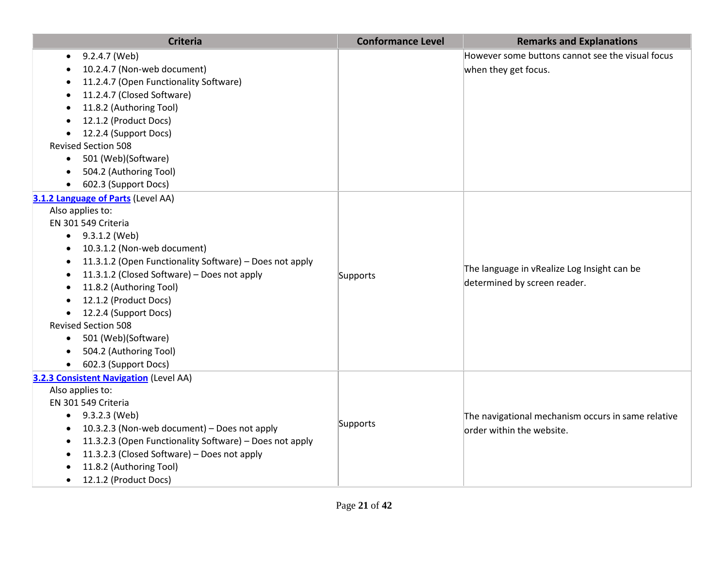| Criteria | Conformance Level | Remarks and Explanations |
|---|---|---|
| • 9.2.4.7 (Web)<br>• 10.2.4.7 (Non-web document)<br>• 11.2.4.7 (Open Functionality Software)<br>• 11.2.4.7 (Closed Software)<br>• 11.8.2 (Authoring Tool)<br>• 12.1.2 (Product Docs)<br>• 12.2.4 (Support Docs)<br>Revised Section 508<br>• 501 (Web)(Software)<br>• 504.2 (Authoring Tool)<br>• 602.3 (Support Docs) | | However some buttons cannot see the visual focus when they get focus. |
| **3.1.2 Language of Parts** (Level AA)<br>Also applies to:<br>EN 301 549 Criteria<br>• 9.3.1.2 (Web)<br>• 10.3.1.2 (Non-web document)<br>• 11.3.1.2 (Open Functionality Software) – Does not apply<br>• 11.3.1.2 (Closed Software) – Does not apply<br>• 11.8.2 (Authoring Tool)<br>• 12.1.2 (Product Docs)<br>• 12.2.4 (Support Docs)<br>Revised Section 508<br>• 501 (Web)(Software)<br>• 504.2 (Authoring Tool)<br>• 602.3 (Support Docs) | Supports | The language in vRealize Log Insight can be determined by screen reader. |
| **3.2.3 Consistent Navigation** (Level AA)<br>Also applies to:<br>EN 301 549 Criteria<br>• 9.3.2.3 (Web)<br>• 10.3.2.3 (Non-web document) – Does not apply<br>• 11.3.2.3 (Open Functionality Software) – Does not apply<br>• 11.3.2.3 (Closed Software) – Does not apply<br>• 11.8.2 (Authoring Tool)<br>• 12.1.2 (Product Docs) | Supports | The navigational mechanism occurs in same relative order within the website. |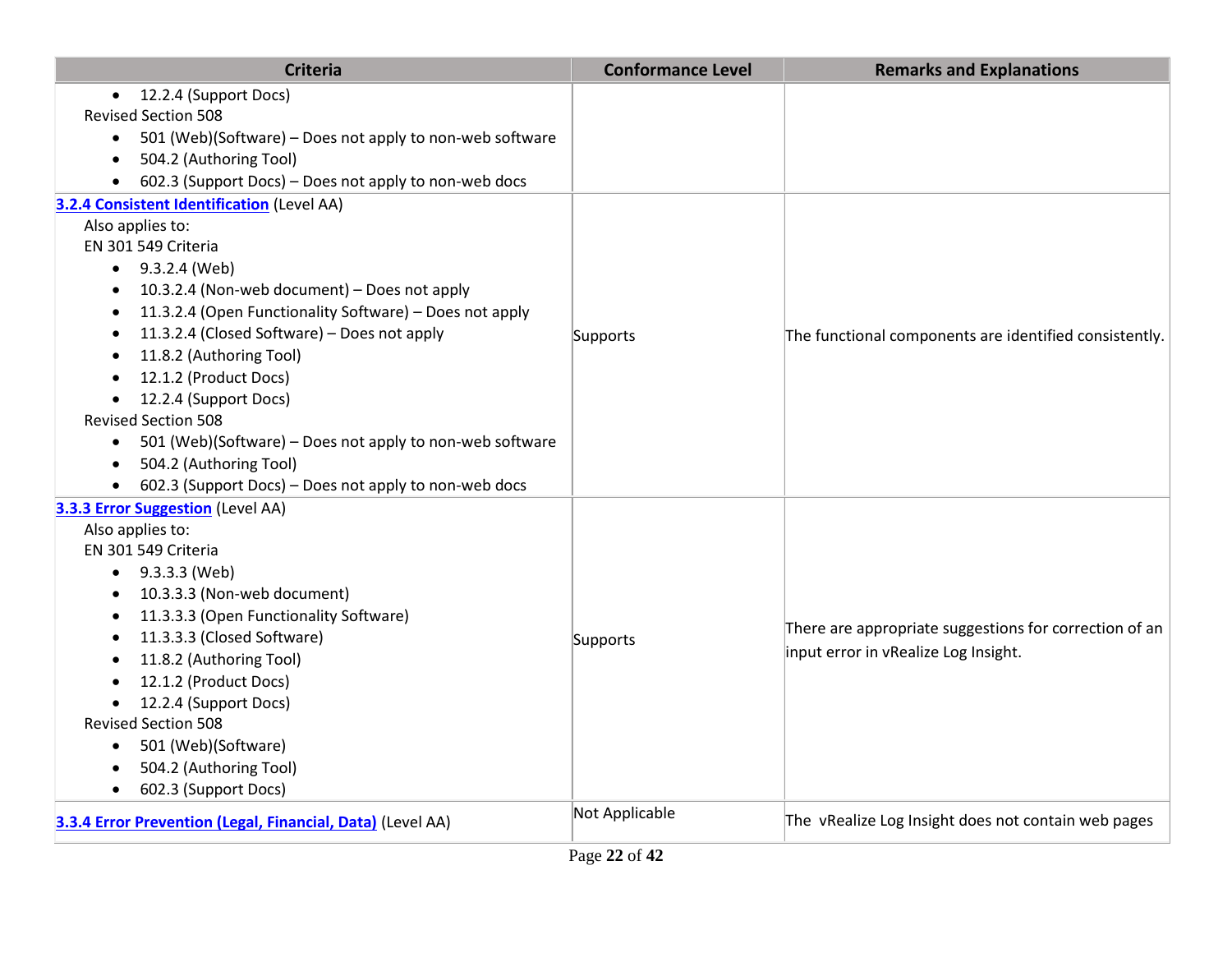| Criteria | Conformance Level | Remarks and Explanations |
|---|---|---|
| • 12.2.4 (Support Docs)<br>Revised Section 508<br>• 501 (Web)(Software) – Does not apply to non-web software<br>• 504.2 (Authoring Tool)<br>• 602.3 (Support Docs) – Does not apply to non-web docs | | |
| **3.2.4 Consistent Identification** (Level AA)<br>Also applies to:<br>EN 301 549 Criteria<br>• 9.3.2.4 (Web)<br>• 10.3.2.4 (Non-web document) – Does not apply<br>• 11.3.2.4 (Open Functionality Software) – Does not apply<br>• 11.3.2.4 (Closed Software) – Does not apply<br>• 11.8.2 (Authoring Tool)<br>• 12.1.2 (Product Docs)<br>• 12.2.4 (Support Docs)<br>Revised Section 508<br>• 501 (Web)(Software) – Does not apply to non-web software<br>• 504.2 (Authoring Tool)<br>• 602.3 (Support Docs) – Does not apply to non-web docs | Supports | The functional components are identified consistently. |
| **3.3.3 Error Suggestion** (Level AA)<br>Also applies to:<br>EN 301 549 Criteria<br>• 9.3.3.3 (Web)<br>• 10.3.3.3 (Non-web document)<br>• 11.3.3.3 (Open Functionality Software)<br>• 11.3.3.3 (Closed Software)<br>• 11.8.2 (Authoring Tool)<br>• 12.1.2 (Product Docs)<br>• 12.2.4 (Support Docs)<br>Revised Section 508<br>• 501 (Web)(Software)<br>• 504.2 (Authoring Tool)<br>• 602.3 (Support Docs) | Supports | There are appropriate suggestions for correction of an input error in vRealize Log Insight. |
| **3.3.4 Error Prevention (Legal, Financial, Data)** (Level AA) | Not Applicable | The vRealize Log Insight does not contain web pages |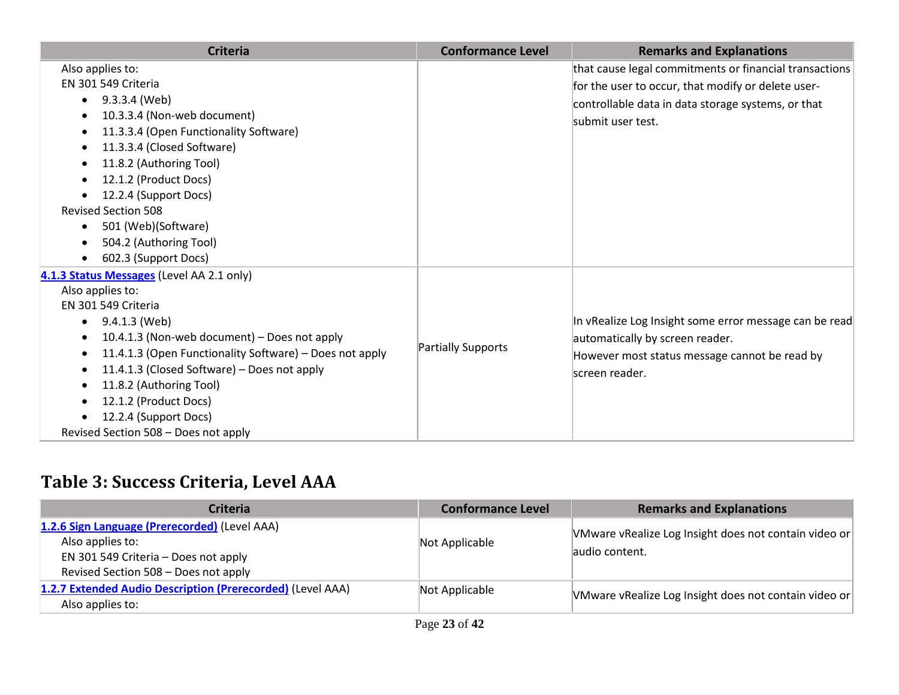| Criteria | Conformance Level | Remarks and Explanations |
| --- | --- | --- |
| Also applies to:<br>EN 301 549 Criteria<br>• 9.3.3.4 (Web)<br>• 10.3.3.4 (Non-web document)<br>• 11.3.3.4 (Open Functionality Software)<br>• 11.3.3.4 (Closed Software)<br>• 11.8.2 (Authoring Tool)<br>• 12.1.2 (Product Docs)<br>• 12.2.4 (Support Docs)<br>Revised Section 508<br>• 501 (Web)(Software)<br>• 504.2 (Authoring Tool)<br>• 602.3 (Support Docs) | | that cause legal commitments or financial transactions for the user to occur, that modify or delete user-controllable data in data storage systems, or that submit user test. |
| [4.1.3 Status Messages](https://www.w3.org/TR/WCAG21/#status-messages) (Level AA 2.1 only)<br>Also applies to:<br>EN 301 549 Criteria<br>• 9.4.1.3 (Web)<br>• 10.4.1.3 (Non-web document) – Does not apply<br>• 11.4.1.3 (Open Functionality Software) – Does not apply<br>• 11.4.1.3 (Closed Software) – Does not apply<br>• 11.8.2 (Authoring Tool)<br>• 12.1.2 (Product Docs)<br>• 12.2.4 (Support Docs)<br>Revised Section 508 – Does not apply | Partially Supports | In vRealize Log Insight some error message can be read automatically by screen reader.<br>However most status message cannot be read by screen reader. |

## Table 3: Success Criteria, Level AAA

| Criteria | Conformance Level | Remarks and Explanations |
| --- | --- | --- |
| [1.2.6 Sign Language (Prerecorded)](https://www.w3.org/TR/WCAG21/#sign-language-prerecorded) (Level AAA)<br>Also applies to:<br>EN 301 549 Criteria – Does not apply<br>Revised Section 508 – Does not apply | Not Applicable | VMware vRealize Log Insight does not contain video or audio content. |
| [1.2.7 Extended Audio Description (Prerecorded)](https://www.w3.org/TR/WCAG21/#extended-audio-description-prerecorded) (Level AAA)<br>Also applies to: | Not Applicable | VMware vRealize Log Insight does not contain video or |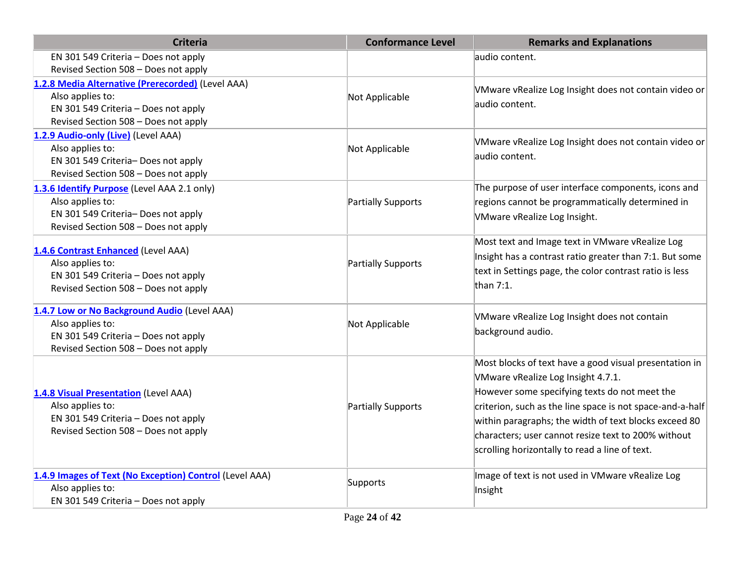| Criteria | Conformance Level | Remarks and Explanations |
| --- | --- | --- |
| EN 301 549 Criteria – Does not apply<br>Revised Section 508 – Does not apply | | audio content. |
| [1.2.8 Media Alternative (Prerecorded)] (Level AAA)<br>Also applies to:<br>EN 301 549 Criteria – Does not apply<br>Revised Section 508 – Does not apply | Not Applicable | VMware vRealize Log Insight does not contain video or audio content. |
| [1.2.9 Audio-only (Live)] (Level AAA)<br>Also applies to:<br>EN 301 549 Criteria– Does not apply<br>Revised Section 508 – Does not apply | Not Applicable | VMware vRealize Log Insight does not contain video or audio content. |
| [1.3.6 Identify Purpose] (Level AAA 2.1 only)<br>Also applies to:<br>EN 301 549 Criteria– Does not apply<br>Revised Section 508 – Does not apply | Partially Supports | The purpose of user interface components, icons and regions cannot be programmatically determined in VMware vRealize Log Insight. |
| [1.4.6 Contrast Enhanced] (Level AAA)<br>Also applies to:<br>EN 301 549 Criteria – Does not apply<br>Revised Section 508 – Does not apply | Partially Supports | Most text and Image text in VMware vRealize Log Insight has a contrast ratio greater than 7:1. But some text in Settings page, the color contrast ratio is less than 7:1. |
| [1.4.7 Low or No Background Audio] (Level AAA)<br>Also applies to:<br>EN 301 549 Criteria – Does not apply<br>Revised Section 508 – Does not apply | Not Applicable | VMware vRealize Log Insight does not contain background audio. |
| [1.4.8 Visual Presentation] (Level AAA)<br>Also applies to:<br>EN 301 549 Criteria – Does not apply<br>Revised Section 508 – Does not apply | Partially Supports | Most blocks of text have a good visual presentation in VMware vRealize Log Insight 4.7.1.<br>However some specifying texts do not meet the criterion, such as the line space is not space-and-a-half within paragraphs; the width of text blocks exceed 80 characters; user cannot resize text to 200% without scrolling horizontally to read a line of text. |
| [1.4.9 Images of Text (No Exception) Control] (Level AAA)<br>Also applies to:<br>EN 301 549 Criteria – Does not apply | Supports | Image of text is not used in VMware vRealize Log Insight |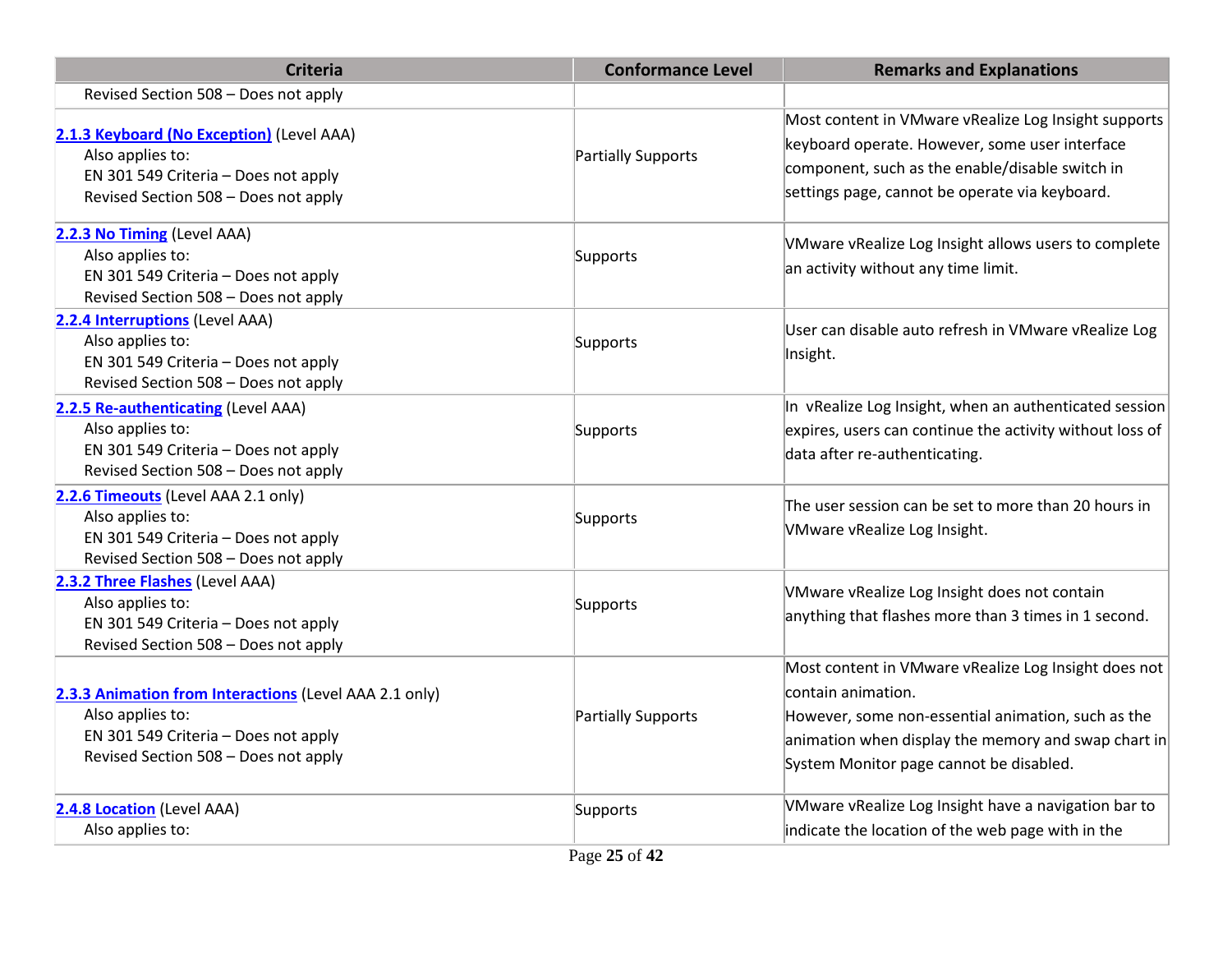| Criteria | Conformance Level | Remarks and Explanations |
| --- | --- | --- |
| Revised Section 508 – Does not apply | | |
| **2.1.3 Keyboard (No Exception)** (Level AAA)<br>Also applies to:<br>EN 301 549 Criteria – Does not apply<br>Revised Section 508 – Does not apply | Partially Supports | Most content in VMware vRealize Log Insight supports keyboard operate. However, some user interface component, such as the enable/disable switch in settings page, cannot be operate via keyboard. |
| **2.2.3 No Timing** (Level AAA)<br>Also applies to:<br>EN 301 549 Criteria – Does not apply<br>Revised Section 508 – Does not apply | Supports | VMware vRealize Log Insight allows users to complete an activity without any time limit. |
| **2.2.4 Interruptions** (Level AAA)<br>Also applies to:<br>EN 301 549 Criteria – Does not apply<br>Revised Section 508 – Does not apply | Supports | User can disable auto refresh in VMware vRealize Log Insight. |
| **2.2.5 Re-authenticating** (Level AAA)<br>Also applies to:<br>EN 301 549 Criteria – Does not apply<br>Revised Section 508 – Does not apply | Supports | In vRealize Log Insight, when an authenticated session expires, users can continue the activity without loss of data after re-authenticating. |
| **2.2.6 Timeouts** (Level AAA 2.1 only)<br>Also applies to:<br>EN 301 549 Criteria – Does not apply<br>Revised Section 508 – Does not apply | Supports | The user session can be set to more than 20 hours in VMware vRealize Log Insight. |
| **2.3.2 Three Flashes** (Level AAA)<br>Also applies to:<br>EN 301 549 Criteria – Does not apply<br>Revised Section 508 – Does not apply | Supports | VMware vRealize Log Insight does not contain anything that flashes more than 3 times in 1 second. |
| **2.3.3 Animation from Interactions** (Level AAA 2.1 only)<br>Also applies to:<br>EN 301 549 Criteria – Does not apply<br>Revised Section 508 – Does not apply | Partially Supports | Most content in VMware vRealize Log Insight does not contain animation.<br>However, some non-essential animation, such as the animation when display the memory and swap chart in System Monitor page cannot be disabled. |
| **2.4.8 Location** (Level AAA)<br>Also applies to: | Supports | VMware vRealize Log Insight have a navigation bar to indicate the location of the web page with in the |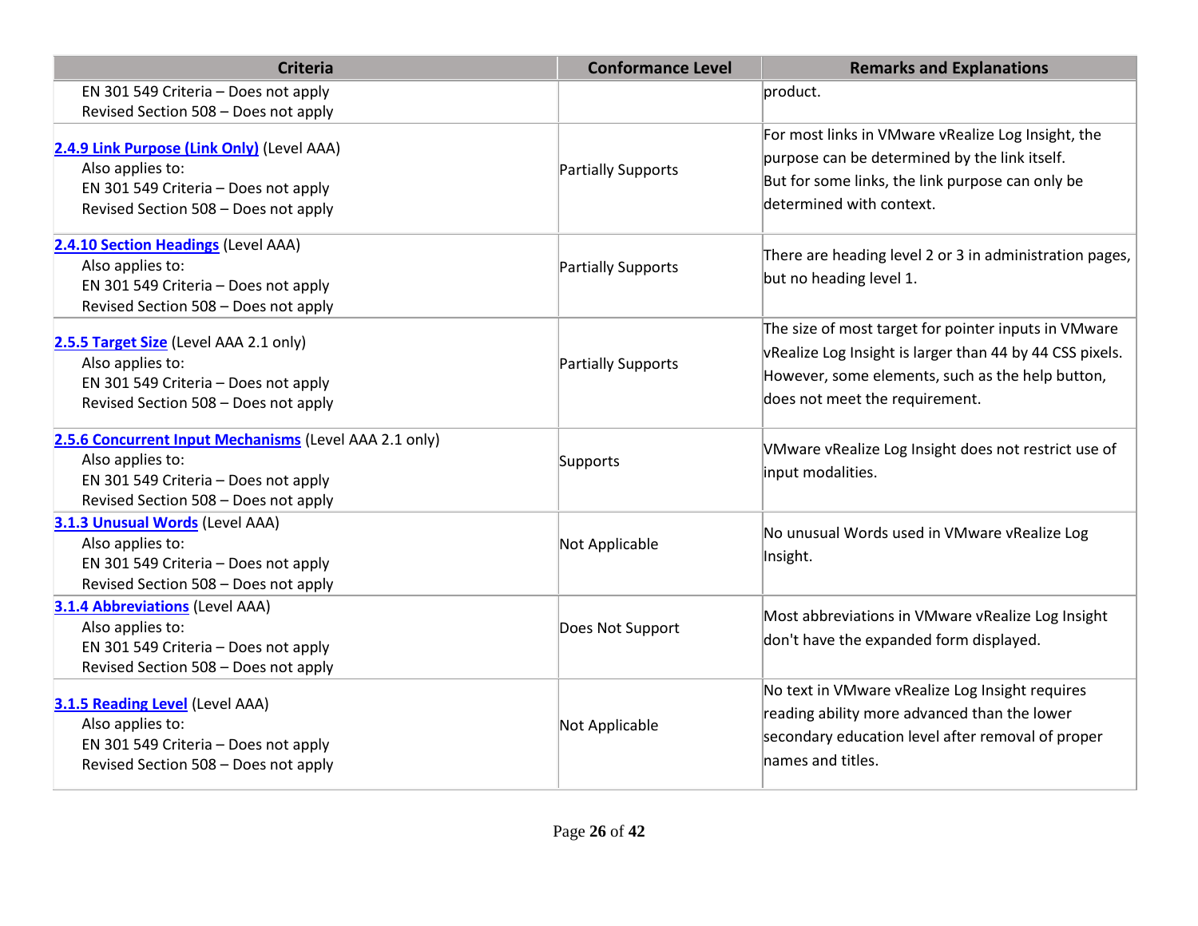| Criteria | Conformance Level | Remarks and Explanations |
| --- | --- | --- |
| EN 301 549 Criteria – Does not apply<br>Revised Section 508 – Does not apply | | product. |
| **2.4.9 Link Purpose (Link Only)** (Level AAA)<br>Also applies to:<br>EN 301 549 Criteria – Does not apply<br>Revised Section 508 – Does not apply | Partially Supports | For most links in VMware vRealize Log Insight, the purpose can be determined by the link itself.<br>But for some links, the link purpose can only be determined with context. |
| **2.4.10 Section Headings** (Level AAA)<br>Also applies to:<br>EN 301 549 Criteria – Does not apply<br>Revised Section 508 – Does not apply | Partially Supports | There are heading level 2 or 3 in administration pages, but no heading level 1. |
| **2.5.5 Target Size** (Level AAA 2.1 only)<br>Also applies to:<br>EN 301 549 Criteria – Does not apply<br>Revised Section 508 – Does not apply | Partially Supports | The size of most target for pointer inputs in VMware vRealize Log Insight is larger than 44 by 44 CSS pixels. However, some elements, such as the help button, does not meet the requirement. |
| **2.5.6 Concurrent Input Mechanisms** (Level AAA 2.1 only)<br>Also applies to:<br>EN 301 549 Criteria – Does not apply<br>Revised Section 508 – Does not apply | Supports | VMware vRealize Log Insight does not restrict use of input modalities. |
| **3.1.3 Unusual Words** (Level AAA)<br>Also applies to:<br>EN 301 549 Criteria – Does not apply<br>Revised Section 508 – Does not apply | Not Applicable | No unusual Words used in VMware vRealize Log Insight. |
| **3.1.4 Abbreviations** (Level AAA)<br>Also applies to:<br>EN 301 549 Criteria – Does not apply<br>Revised Section 508 – Does not apply | Does Not Support | Most abbreviations in VMware vRealize Log Insight don't have the expanded form displayed. |
| **3.1.5 Reading Level** (Level AAA)<br>Also applies to:<br>EN 301 549 Criteria – Does not apply<br>Revised Section 508 – Does not apply | Not Applicable | No text in VMware vRealize Log Insight requires reading ability more advanced than the lower secondary education level after removal of proper names and titles. |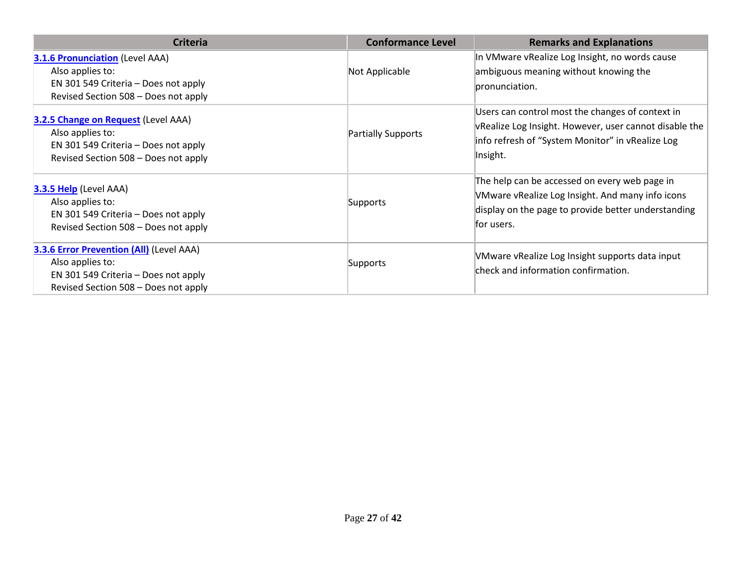| Criteria | Conformance Level | Remarks and Explanations |
| --- | --- | --- |
| **3.1.6 Pronunciation** (Level AAA)<br>Also applies to:<br>EN 301 549 Criteria – Does not apply<br>Revised Section 508 – Does not apply | Not Applicable | In VMware vRealize Log Insight, no words cause ambiguous meaning without knowing the pronunciation. |
| **3.2.5 Change on Request** (Level AAA)<br>Also applies to:<br>EN 301 549 Criteria – Does not apply<br>Revised Section 508 – Does not apply | Partially Supports | Users can control most the changes of context in vRealize Log Insight. However, user cannot disable the info refresh of "System Monitor" in vRealize Log Insight. |
| **3.3.5 Help** (Level AAA)<br>Also applies to:<br>EN 301 549 Criteria – Does not apply<br>Revised Section 508 – Does not apply | Supports | The help can be accessed on every web page in VMware vRealize Log Insight. And many info icons display on the page to provide better understanding for users. |
| **3.3.6 Error Prevention (All)** (Level AAA)<br>Also applies to:<br>EN 301 549 Criteria – Does not apply<br>Revised Section 508 – Does not apply | Supports | VMware vRealize Log Insight supports data input check and information confirmation. |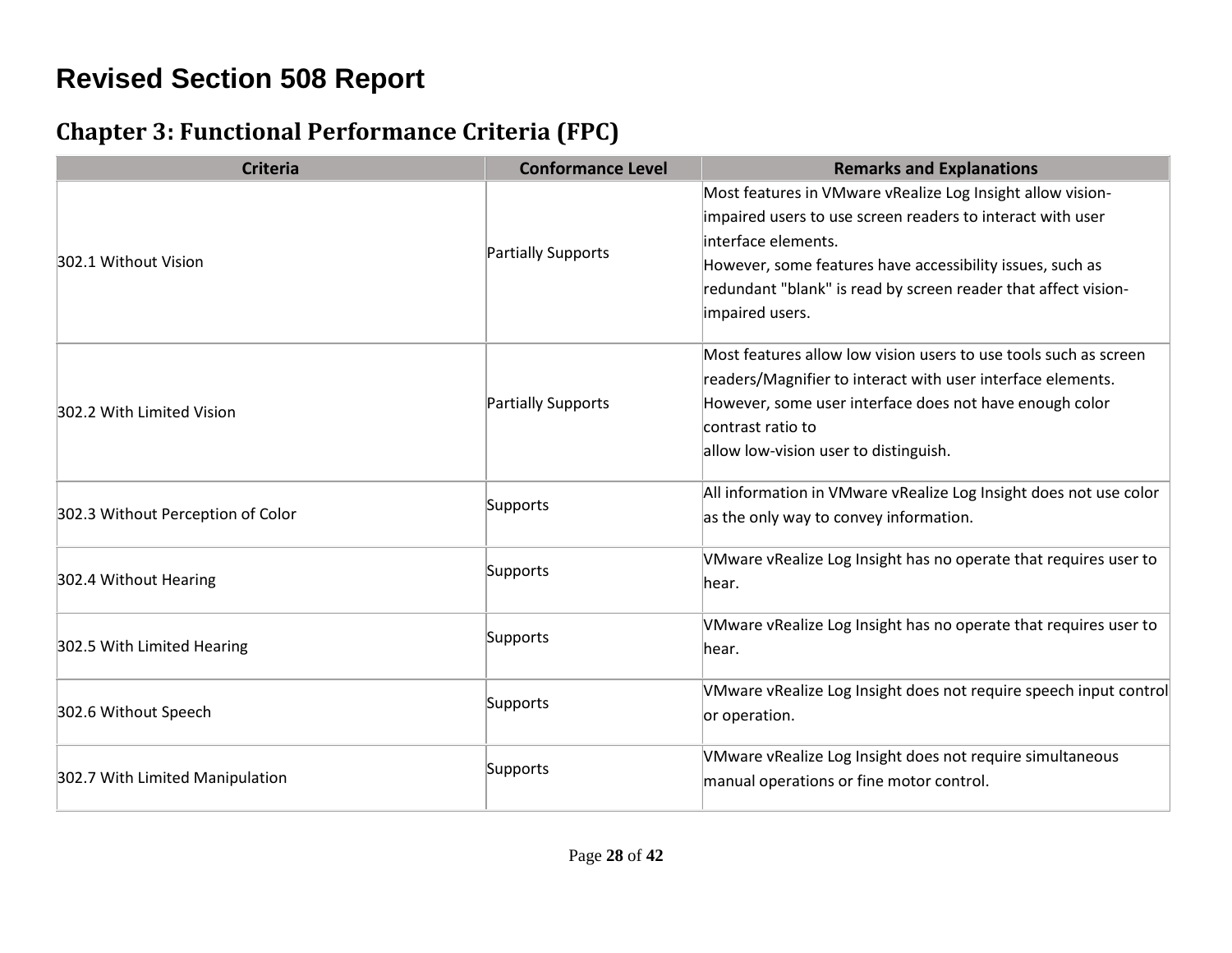# Revised Section 508 Report

## Chapter 3: Functional Performance Criteria (FPC)

| Criteria | Conformance Level | Remarks and Explanations |
|---|---|---|
| 302.1 Without Vision | Partially Supports | Most features in VMware vRealize Log Insight allow vision-impaired users to use screen readers to interact with user interface elements.<br>However, some features have accessibility issues, such as redundant "blank" is read by screen reader that affect vision-impaired users. |
| 302.2 With Limited Vision | Partially Supports | Most features allow low vision users to use tools such as screen readers/Magnifier to interact with user interface elements.<br>However, some user interface does not have enough color contrast ratio to<br>allow low-vision user to distinguish. |
| 302.3 Without Perception of Color | Supports | All information in VMware vRealize Log Insight does not use color as the only way to convey information. |
| 302.4 Without Hearing | Supports | VMware vRealize Log Insight has no operate that requires user to hear. |
| 302.5 With Limited Hearing | Supports | VMware vRealize Log Insight has no operate that requires user to hear. |
| 302.6 Without Speech | Supports | VMware vRealize Log Insight does not require speech input control or operation. |
| 302.7 With Limited Manipulation | Supports | VMware vRealize Log Insight does not require simultaneous manual operations or fine motor control. |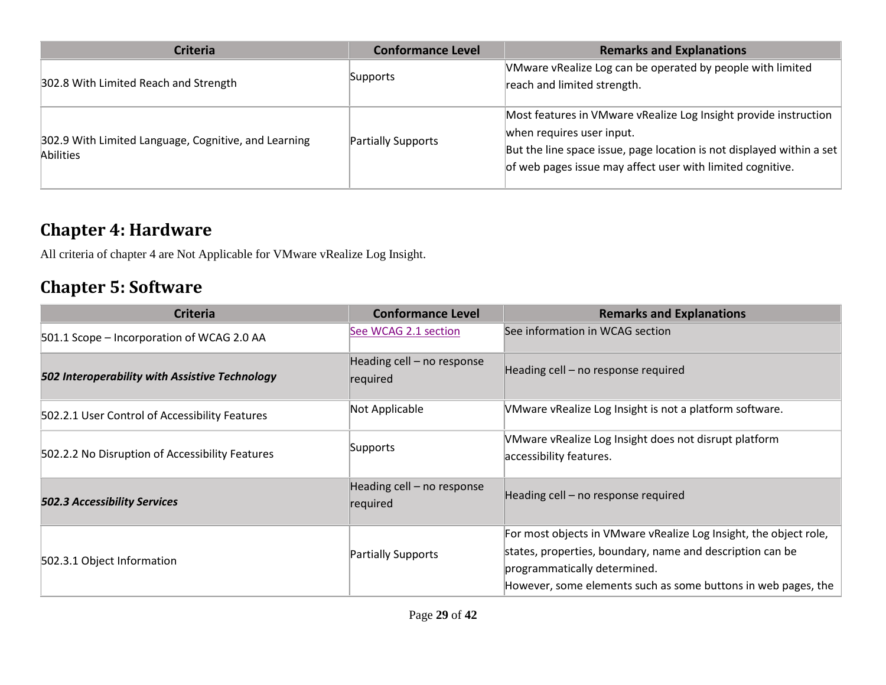| Criteria | Conformance Level | Remarks and Explanations |
| --- | --- | --- |
| 302.8 With Limited Reach and Strength | Supports | VMware vRealize Log can be operated by people with limited reach and limited strength. |
| 302.9 With Limited Language, Cognitive, and Learning Abilities | Partially Supports | Most features in VMware vRealize Log Insight provide instruction when requires user input.<br>But the line space issue, page location is not displayed within a set of web pages issue may affect user with limited cognitive. |

## Chapter 4: Hardware

All criteria of chapter 4 are Not Applicable for VMware vRealize Log Insight.

## Chapter 5: Software

| Criteria | Conformance Level | Remarks and Explanations |
| --- | --- | --- |
| 501.1 Scope – Incorporation of WCAG 2.0 AA | [See WCAG 2.1 section]() | See information in WCAG section |
| ***502 Interoperability with Assistive Technology*** | Heading cell – no response required | Heading cell – no response required |
| 502.2.1 User Control of Accessibility Features | Not Applicable | VMware vRealize Log Insight is not a platform software. |
| 502.2.2 No Disruption of Accessibility Features | Supports | VMware vRealize Log Insight does not disrupt platform accessibility features. |
| ***502.3 Accessibility Services*** | Heading cell – no response required | Heading cell – no response required |
| 502.3.1 Object Information | Partially Supports | For most objects in VMware vRealize Log Insight, the object role, states, properties, boundary, name and description can be programmatically determined.<br>However, some elements such as some buttons in web pages, the |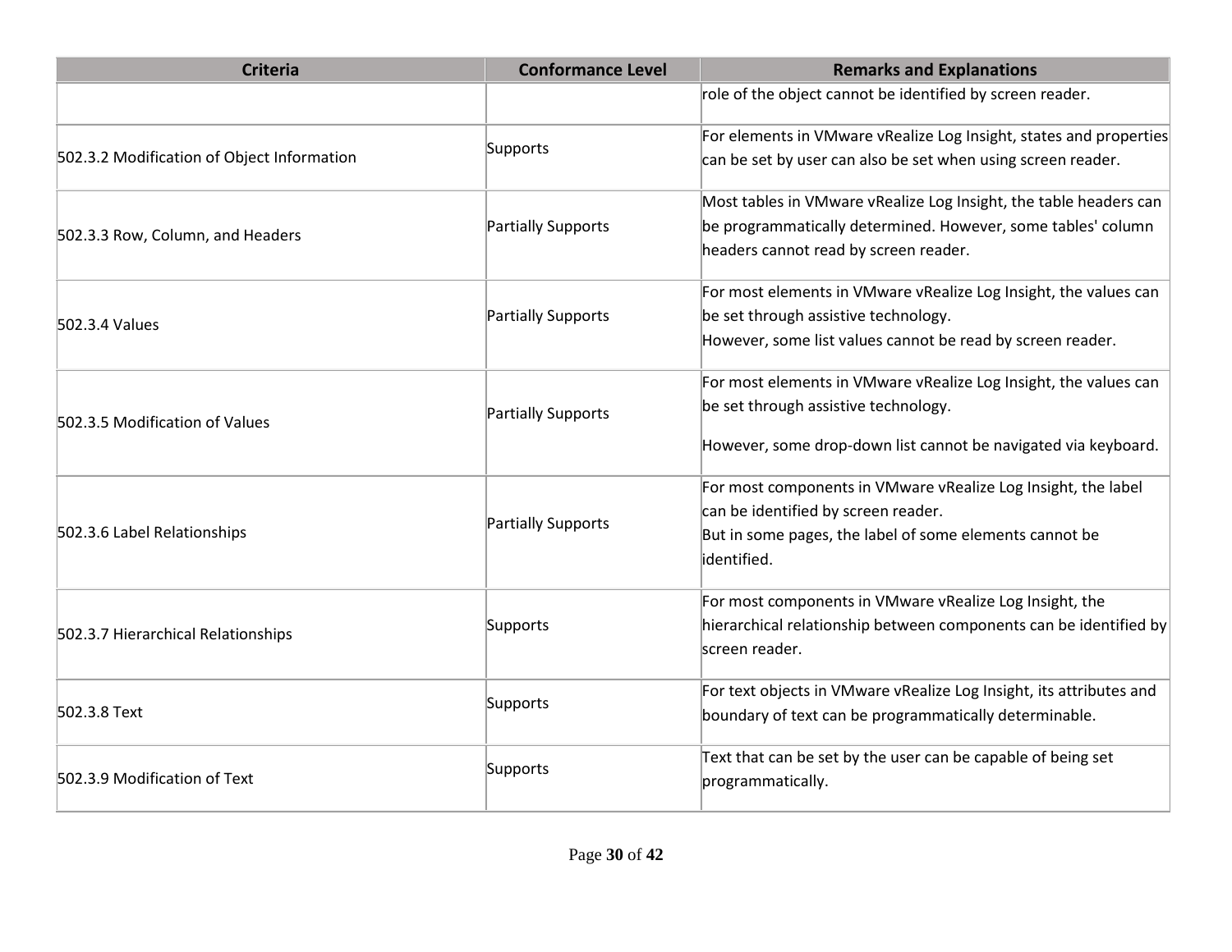| Criteria | Conformance Level | Remarks and Explanations |
| --- | --- | --- |
| | | role of the object cannot be identified by screen reader. |
| 502.3.2 Modification of Object Information | Supports | For elements in VMware vRealize Log Insight, states and properties can be set by user can also be set when using screen reader. |
| 502.3.3 Row, Column, and Headers | Partially Supports | Most tables in VMware vRealize Log Insight, the table headers can be programmatically determined. However, some tables' column headers cannot read by screen reader. |
| 502.3.4 Values | Partially Supports | For most elements in VMware vRealize Log Insight, the values can be set through assistive technology.<br>However, some list values cannot be read by screen reader. |
| 502.3.5 Modification of Values | Partially Supports | For most elements in VMware vRealize Log Insight, the values can be set through assistive technology.<br><br>However, some drop-down list cannot be navigated via keyboard. |
| 502.3.6 Label Relationships | Partially Supports | For most components in VMware vRealize Log Insight, the label can be identified by screen reader.<br>But in some pages, the label of some elements cannot be identified. |
| 502.3.7 Hierarchical Relationships | Supports | For most components in VMware vRealize Log Insight, the hierarchical relationship between components can be identified by screen reader. |
| 502.3.8 Text | Supports | For text objects in VMware vRealize Log Insight, its attributes and boundary of text can be programmatically determinable. |
| 502.3.9 Modification of Text | Supports | Text that can be set by the user can be capable of being set programmatically. |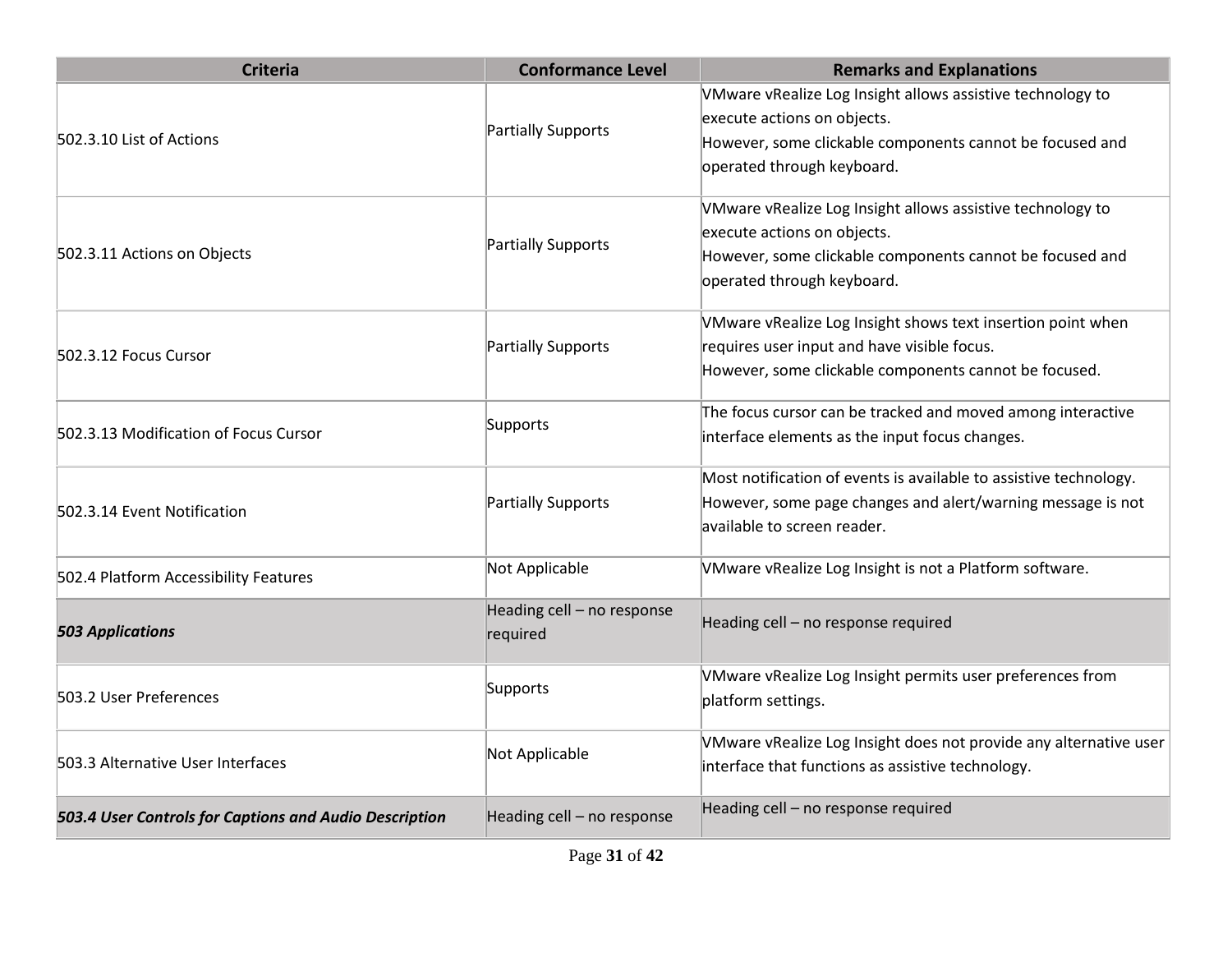| Criteria | Conformance Level | Remarks and Explanations |
|---|---|---|
| 502.3.10 List of Actions | Partially Supports | VMware vRealize Log Insight allows assistive technology to execute actions on objects.<br>However, some clickable components cannot be focused and operated through keyboard. |
| 502.3.11 Actions on Objects | Partially Supports | VMware vRealize Log Insight allows assistive technology to execute actions on objects.<br>However, some clickable components cannot be focused and operated through keyboard. |
| 502.3.12 Focus Cursor | Partially Supports | VMware vRealize Log Insight shows text insertion point when requires user input and have visible focus.<br>However, some clickable components cannot be focused. |
| 502.3.13 Modification of Focus Cursor | Supports | The focus cursor can be tracked and moved among interactive interface elements as the input focus changes. |
| 502.3.14 Event Notification | Partially Supports | Most notification of events is available to assistive technology. However, some page changes and alert/warning message is not available to screen reader. |
| 502.4 Platform Accessibility Features | Not Applicable | VMware vRealize Log Insight is not a Platform software. |
| ***503 Applications*** | Heading cell – no response required | Heading cell – no response required |
| 503.2 User Preferences | Supports | VMware vRealize Log Insight permits user preferences from platform settings. |
| 503.3 Alternative User Interfaces | Not Applicable | VMware vRealize Log Insight does not provide any alternative user interface that functions as assistive technology. |
| ***503.4 User Controls for Captions and Audio Description*** | Heading cell – no response | Heading cell – no response required |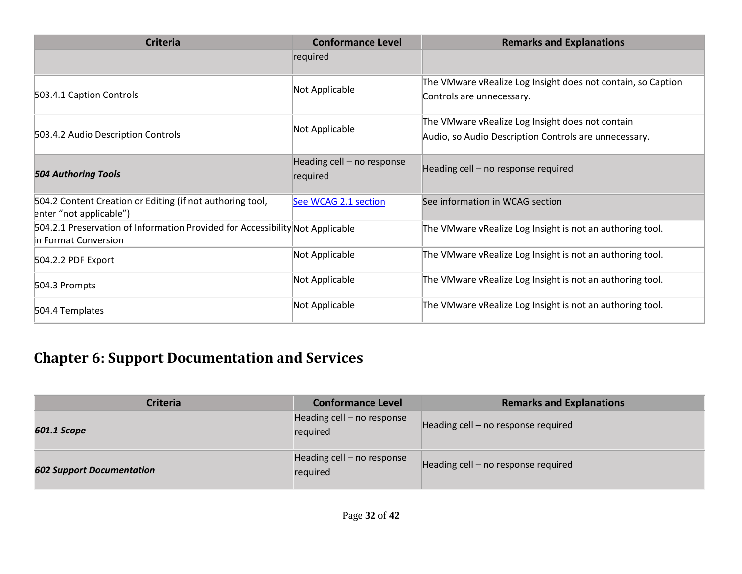| Criteria | Conformance Level | Remarks and Explanations |
|---|---|---|
| | required | |
| 503.4.1 Caption Controls | Not Applicable | The VMware vRealize Log Insight does not contain, so Caption Controls are unnecessary. |
| 503.4.2 Audio Description Controls | Not Applicable | The VMware vRealize Log Insight does not contain Audio, so Audio Description Controls are unnecessary. |
| ***504 Authoring Tools*** | Heading cell – no response required | Heading cell – no response required |
| 504.2 Content Creation or Editing (if not authoring tool, enter “not applicable”) | See WCAG 2.1 section | See information in WCAG section |
| 504.2.1 Preservation of Information Provided for Accessibility in Format Conversion | Not Applicable | The VMware vRealize Log Insight is not an authoring tool. |
| 504.2.2 PDF Export | Not Applicable | The VMware vRealize Log Insight is not an authoring tool. |
| 504.3 Prompts | Not Applicable | The VMware vRealize Log Insight is not an authoring tool. |
| 504.4 Templates | Not Applicable | The VMware vRealize Log Insight is not an authoring tool. |

## Chapter 6: Support Documentation and Services

| Criteria | Conformance Level | Remarks and Explanations |
|---|---|---|
| ***601.1 Scope*** | Heading cell – no response required | Heading cell – no response required |
| ***602 Support Documentation*** | Heading cell – no response required | Heading cell – no response required |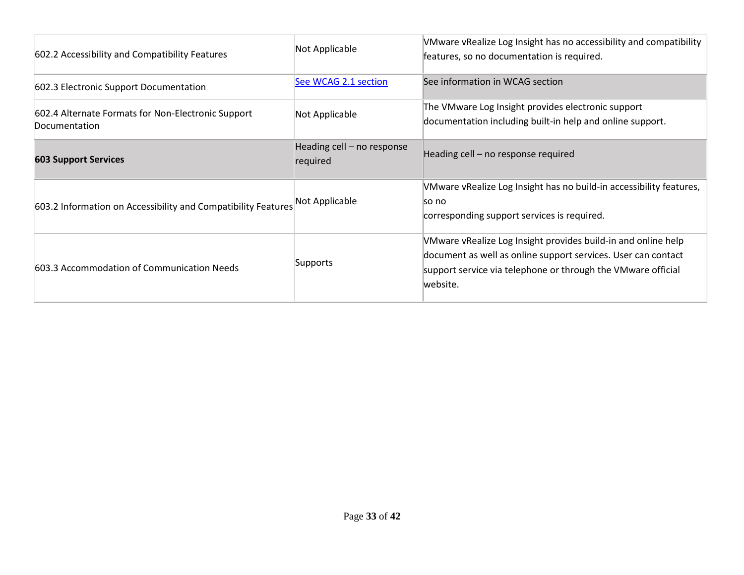| | | |
|---|---|---|
| 602.2 Accessibility and Compatibility Features | Not Applicable | VMware vRealize Log Insight has no accessibility and compatibility features, so no documentation is required. |
| 602.3 Electronic Support Documentation | [See WCAG 2.1 section]() | See information in WCAG section |
| 602.4 Alternate Formats for Non-Electronic Support Documentation | Not Applicable | The VMware Log Insight provides electronic support documentation including built-in help and online support. |
| **603 Support Services** | Heading cell – no response required | Heading cell – no response required |
| 603.2 Information on Accessibility and Compatibility Features | Not Applicable | VMware vRealize Log Insight has no build-in accessibility features, so no corresponding support services is required. |
| 603.3 Accommodation of Communication Needs | Supports | VMware vRealize Log Insight provides build-in and online help document as well as online support services. User can contact support service via telephone or through the VMware official website. |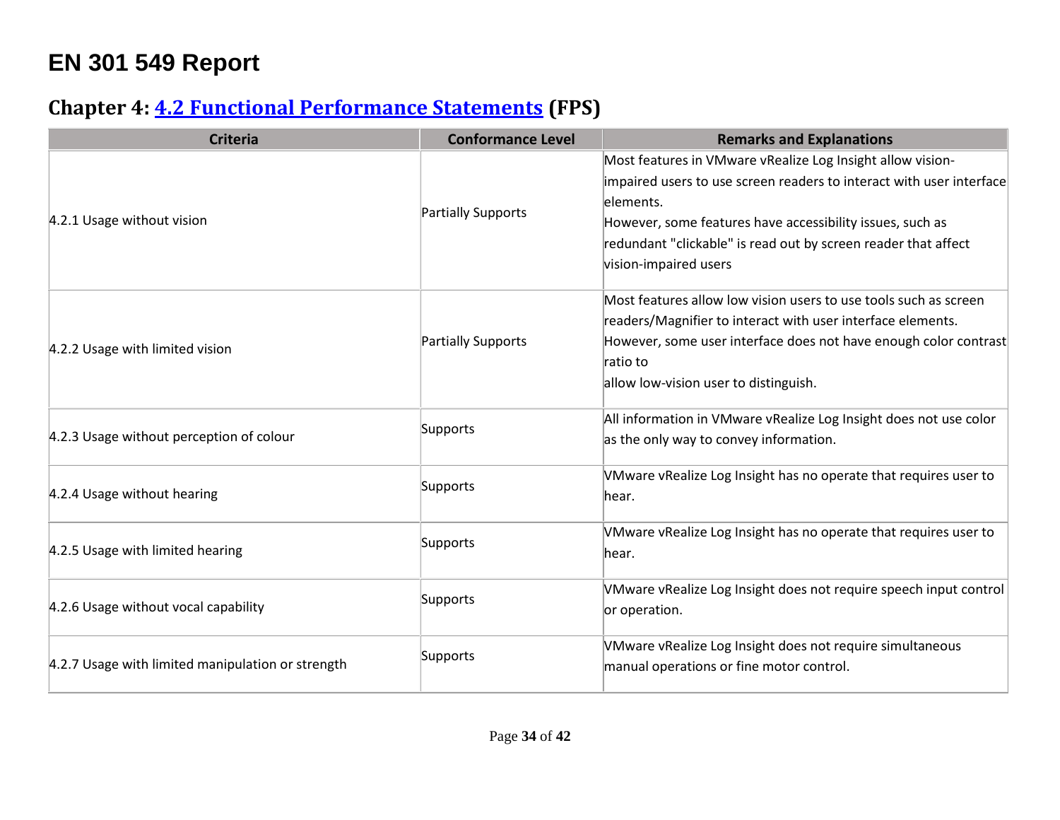# EN 301 549 Report

## Chapter 4: [4.2 Functional Performance Statements](#) (FPS)

| Criteria | Conformance Level | Remarks and Explanations |
|---|---|---|
| 4.2.1 Usage without vision | Partially Supports | Most features in VMware vRealize Log Insight allow vision-impaired users to use screen readers to interact with user interface elements.<br>However, some features have accessibility issues, such as redundant "clickable" is read out by screen reader that affect vision-impaired users |
| 4.2.2 Usage with limited vision | Partially Supports | Most features allow low vision users to use tools such as screen readers/Magnifier to interact with user interface elements.<br>However, some user interface does not have enough color contrast ratio to<br>allow low-vision user to distinguish. |
| 4.2.3 Usage without perception of colour | Supports | All information in VMware vRealize Log Insight does not use color as the only way to convey information. |
| 4.2.4 Usage without hearing | Supports | VMware vRealize Log Insight has no operate that requires user to hear. |
| 4.2.5 Usage with limited hearing | Supports | VMware vRealize Log Insight has no operate that requires user to hear. |
| 4.2.6 Usage without vocal capability | Supports | VMware vRealize Log Insight does not require speech input control or operation. |
| 4.2.7 Usage with limited manipulation or strength | Supports | VMware vRealize Log Insight does not require simultaneous manual operations or fine motor control. |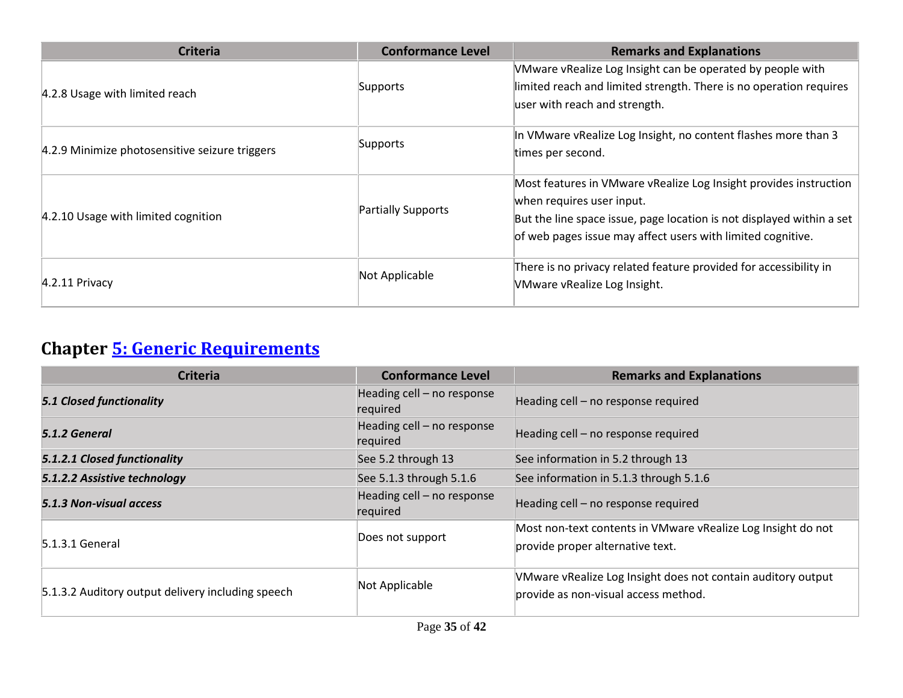| Criteria | Conformance Level | Remarks and Explanations |
| --- | --- | --- |
| 4.2.8 Usage with limited reach | Supports | VMware vRealize Log Insight can be operated by people with limited reach and limited strength. There is no operation requires user with reach and strength. |
| 4.2.9 Minimize photosensitive seizure triggers | Supports | In VMware vRealize Log Insight, no content flashes more than 3 times per second. |
| 4.2.10 Usage with limited cognition | Partially Supports | Most features in VMware vRealize Log Insight provides instruction when requires user input.<br>But the line space issue, page location is not displayed within a set of web pages issue may affect users with limited cognitive. |
| 4.2.11 Privacy | Not Applicable | There is no privacy related feature provided for accessibility in VMware vRealize Log Insight. |

## Chapter [5: Generic Requirements]

| Criteria | Conformance Level | Remarks and Explanations |
| --- | --- | --- |
| ***5.1 Closed functionality*** | Heading cell – no response required | Heading cell – no response required |
| ***5.1.2 General*** | Heading cell – no response required | Heading cell – no response required |
| ***5.1.2.1 Closed functionality*** | See 5.2 through 13 | See information in 5.2 through 13 |
| ***5.1.2.2 Assistive technology*** | See 5.1.3 through 5.1.6 | See information in 5.1.3 through 5.1.6 |
| ***5.1.3 Non-visual access*** | Heading cell – no response required | Heading cell – no response required |
| 5.1.3.1 General | Does not support | Most non-text contents in VMware vRealize Log Insight do not provide proper alternative text. |
| 5.1.3.2 Auditory output delivery including speech | Not Applicable | VMware vRealize Log Insight does not contain auditory output provide as non-visual access method. |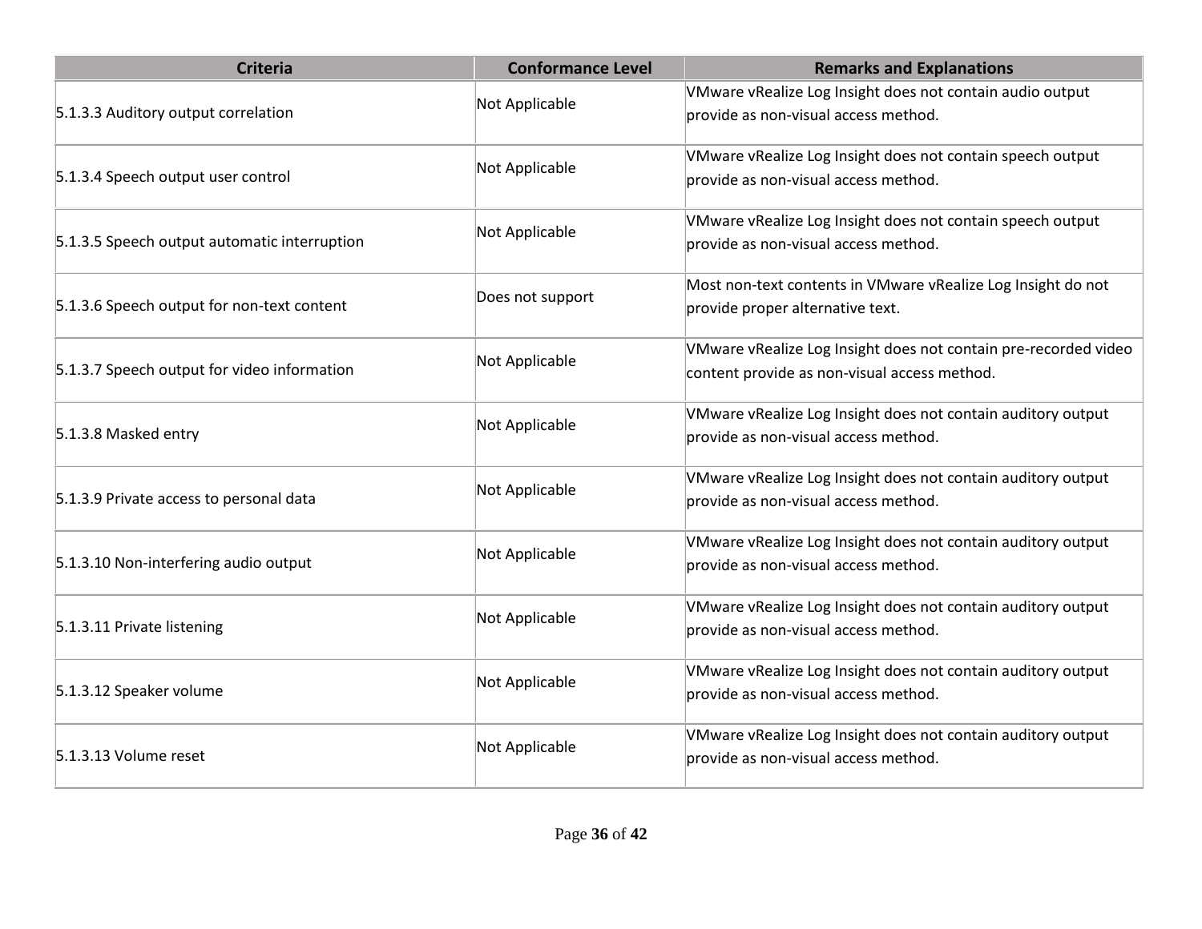| Criteria | Conformance Level | Remarks and Explanations |
| --- | --- | --- |
| 5.1.3.3 Auditory output correlation | Not Applicable | VMware vRealize Log Insight does not contain audio output provide as non-visual access method. |
| 5.1.3.4 Speech output user control | Not Applicable | VMware vRealize Log Insight does not contain speech output provide as non-visual access method. |
| 5.1.3.5 Speech output automatic interruption | Not Applicable | VMware vRealize Log Insight does not contain speech output provide as non-visual access method. |
| 5.1.3.6 Speech output for non-text content | Does not support | Most non-text contents in VMware vRealize Log Insight do not provide proper alternative text. |
| 5.1.3.7 Speech output for video information | Not Applicable | VMware vRealize Log Insight does not contain pre-recorded video content provide as non-visual access method. |
| 5.1.3.8 Masked entry | Not Applicable | VMware vRealize Log Insight does not contain auditory output provide as non-visual access method. |
| 5.1.3.9 Private access to personal data | Not Applicable | VMware vRealize Log Insight does not contain auditory output provide as non-visual access method. |
| 5.1.3.10 Non-interfering audio output | Not Applicable | VMware vRealize Log Insight does not contain auditory output provide as non-visual access method. |
| 5.1.3.11 Private listening | Not Applicable | VMware vRealize Log Insight does not contain auditory output provide as non-visual access method. |
| 5.1.3.12 Speaker volume | Not Applicable | VMware vRealize Log Insight does not contain auditory output provide as non-visual access method. |
| 5.1.3.13 Volume reset | Not Applicable | VMware vRealize Log Insight does not contain auditory output provide as non-visual access method. |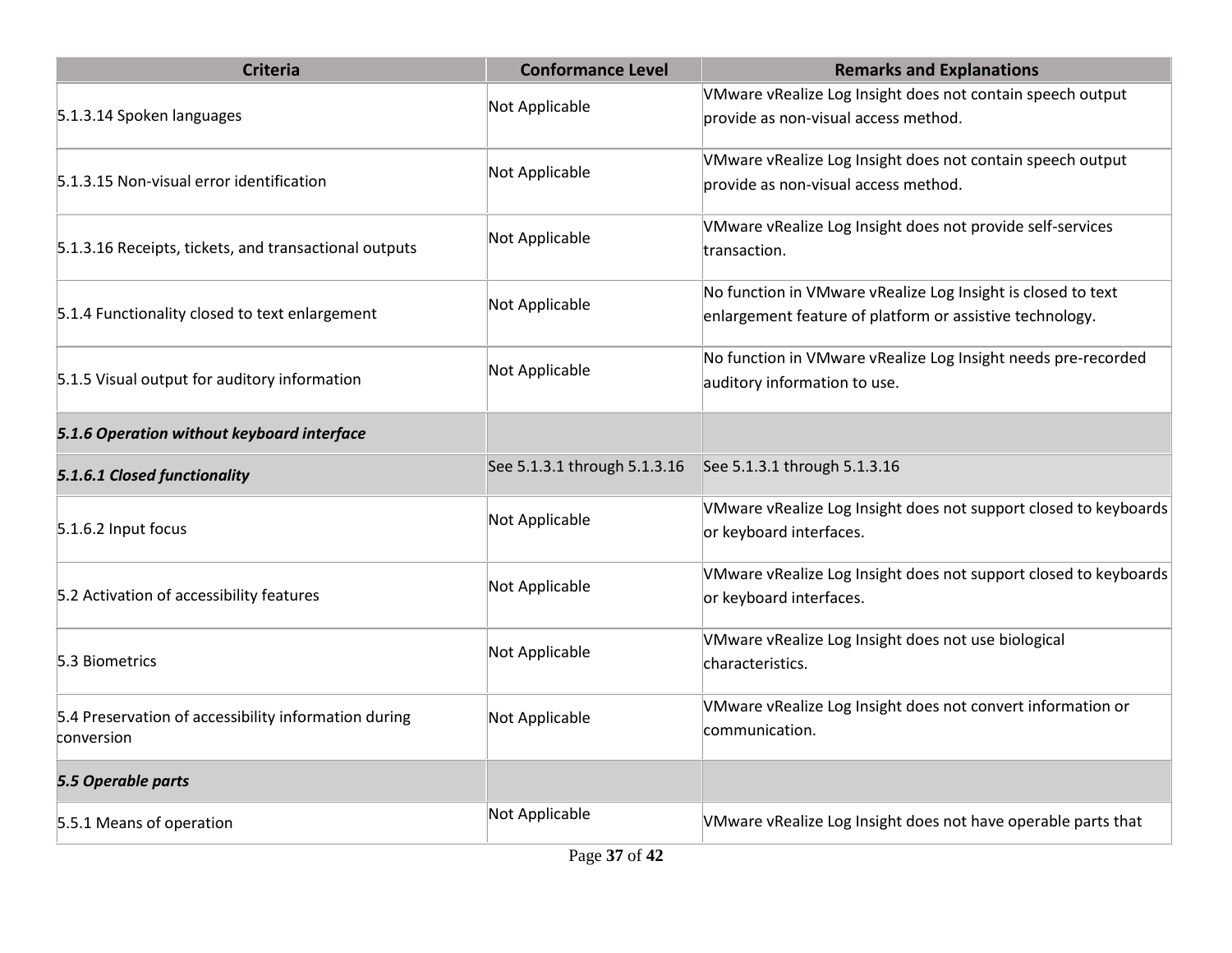| Criteria | Conformance Level | Remarks and Explanations |
|---|---|---|
| 5.1.3.14 Spoken languages | Not Applicable | VMware vRealize Log Insight does not contain speech output provide as non-visual access method. |
| 5.1.3.15 Non-visual error identification | Not Applicable | VMware vRealize Log Insight does not contain speech output provide as non-visual access method. |
| 5.1.3.16 Receipts, tickets, and transactional outputs | Not Applicable | VMware vRealize Log Insight does not provide self-services transaction. |
| 5.1.4 Functionality closed to text enlargement | Not Applicable | No function in VMware vRealize Log Insight is closed to text enlargement feature of platform or assistive technology. |
| 5.1.5 Visual output for auditory information | Not Applicable | No function in VMware vRealize Log Insight needs pre-recorded auditory information to use. |
| ***5.1.6 Operation without keyboard interface*** | | |
| ***5.1.6.1 Closed functionality*** | See 5.1.3.1 through 5.1.3.16 | See 5.1.3.1 through 5.1.3.16 |
| 5.1.6.2 Input focus | Not Applicable | VMware vRealize Log Insight does not support closed to keyboards or keyboard interfaces. |
| 5.2 Activation of accessibility features | Not Applicable | VMware vRealize Log Insight does not support closed to keyboards or keyboard interfaces. |
| 5.3 Biometrics | Not Applicable | VMware vRealize Log Insight does not use biological characteristics. |
| 5.4 Preservation of accessibility information during conversion | Not Applicable | VMware vRealize Log Insight does not convert information or communication. |
| ***5.5 Operable parts*** | | |
| 5.5.1 Means of operation | Not Applicable | VMware vRealize Log Insight does not have operable parts that |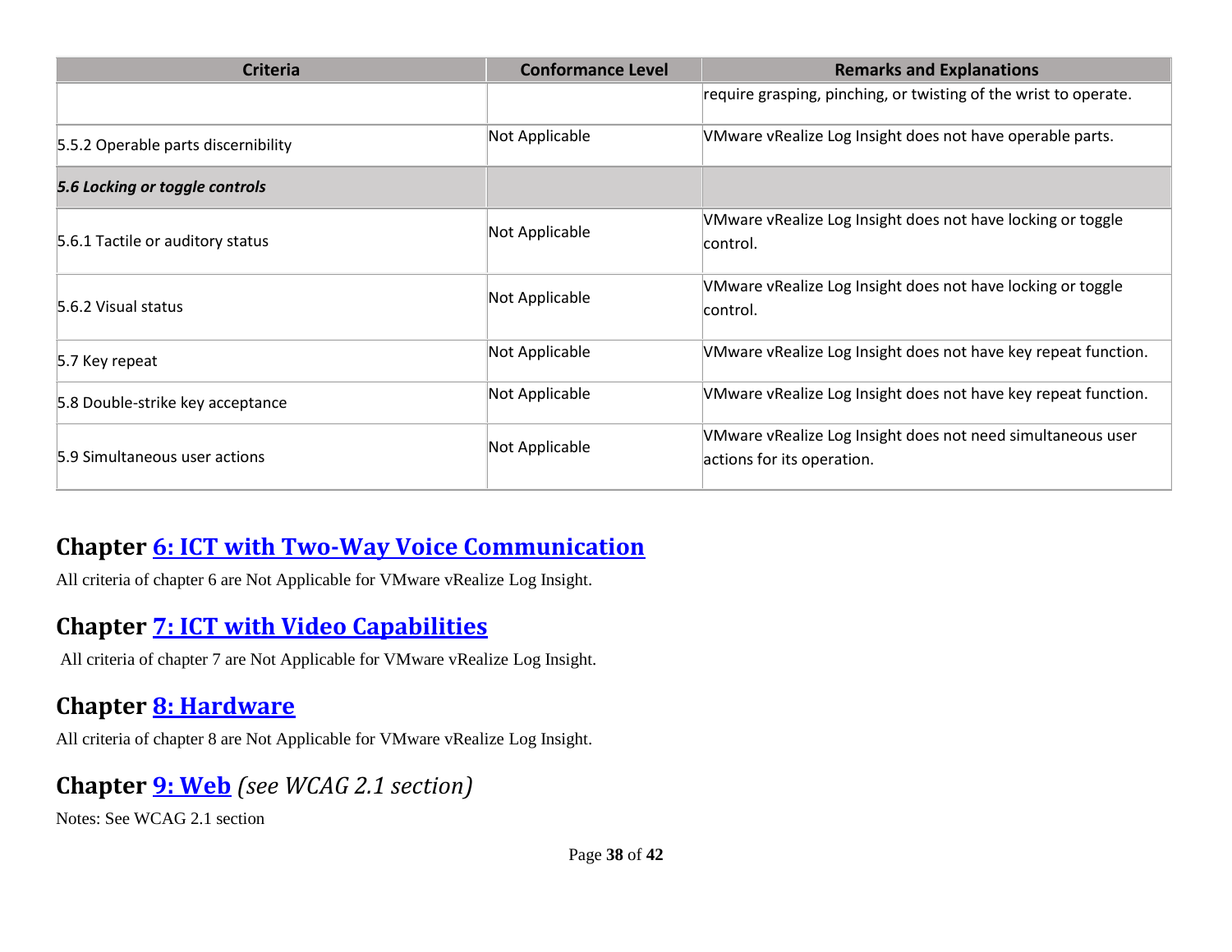| Criteria | Conformance Level | Remarks and Explanations |
|---|---|---|
| | | require grasping, pinching, or twisting of the wrist to operate. |
| 5.5.2 Operable parts discernibility | Not Applicable | VMware vRealize Log Insight does not have operable parts. |
| ***5.6 Locking or toggle controls*** | | |
| 5.6.1 Tactile or auditory status | Not Applicable | VMware vRealize Log Insight does not have locking or toggle control. |
| 5.6.2 Visual status | Not Applicable | VMware vRealize Log Insight does not have locking or toggle control. |
| 5.7 Key repeat | Not Applicable | VMware vRealize Log Insight does not have key repeat function. |
| 5.8 Double-strike key acceptance | Not Applicable | VMware vRealize Log Insight does not have key repeat function. |
| 5.9 Simultaneous user actions | Not Applicable | VMware vRealize Log Insight does not need simultaneous user actions for its operation. |

## Chapter 6: ICT with Two-Way Voice Communication

All criteria of chapter 6 are Not Applicable for VMware vRealize Log Insight.

## Chapter 7: ICT with Video Capabilities

All criteria of chapter 7 are Not Applicable for VMware vRealize Log Insight.

## Chapter 8: Hardware

All criteria of chapter 8 are Not Applicable for VMware vRealize Log Insight.

## Chapter 9: Web *(see WCAG 2.1 section)*

Notes: See WCAG 2.1 section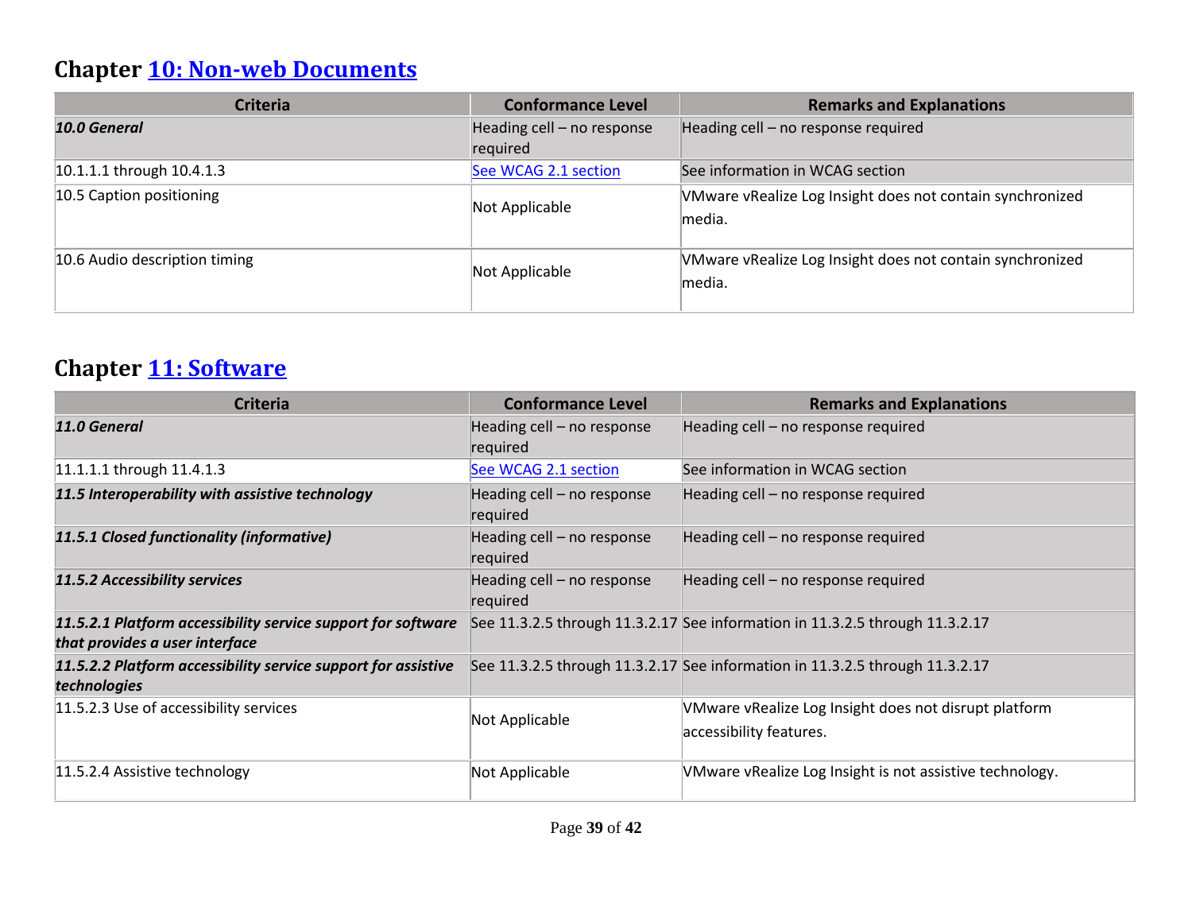## Chapter [10: Non-web Documents]

| Criteria | Conformance Level | Remarks and Explanations |
|---|---|---|
| ***10.0 General*** | Heading cell – no response required | Heading cell – no response required |
| 10.1.1.1 through 10.4.1.3 | See WCAG 2.1 section | See information in WCAG section |
| 10.5 Caption positioning | Not Applicable | VMware vRealize Log Insight does not contain synchronized media. |
| 10.6 Audio description timing | Not Applicable | VMware vRealize Log Insight does not contain synchronized media. |

## Chapter [11: Software]

| Criteria | Conformance Level | Remarks and Explanations |
|---|---|---|
| ***11.0 General*** | Heading cell – no response required | Heading cell – no response required |
| 11.1.1.1 through 11.4.1.3 | See WCAG 2.1 section | See information in WCAG section |
| ***11.5 Interoperability with assistive technology*** | Heading cell – no response required | Heading cell – no response required |
| ***11.5.1 Closed functionality (informative)*** | Heading cell – no response required | Heading cell – no response required |
| ***11.5.2 Accessibility services*** | Heading cell – no response required | Heading cell – no response required |
| ***11.5.2.1 Platform accessibility service support for software that provides a user interface*** | See 11.3.2.5 through 11.3.2.17 | See information in 11.3.2.5 through 11.3.2.17 |
| ***11.5.2.2 Platform accessibility service support for assistive technologies*** | See 11.3.2.5 through 11.3.2.17 | See information in 11.3.2.5 through 11.3.2.17 |
| 11.5.2.3 Use of accessibility services | Not Applicable | VMware vRealize Log Insight does not disrupt platform accessibility features. |
| 11.5.2.4 Assistive technology | Not Applicable | VMware vRealize Log Insight is not assistive technology. |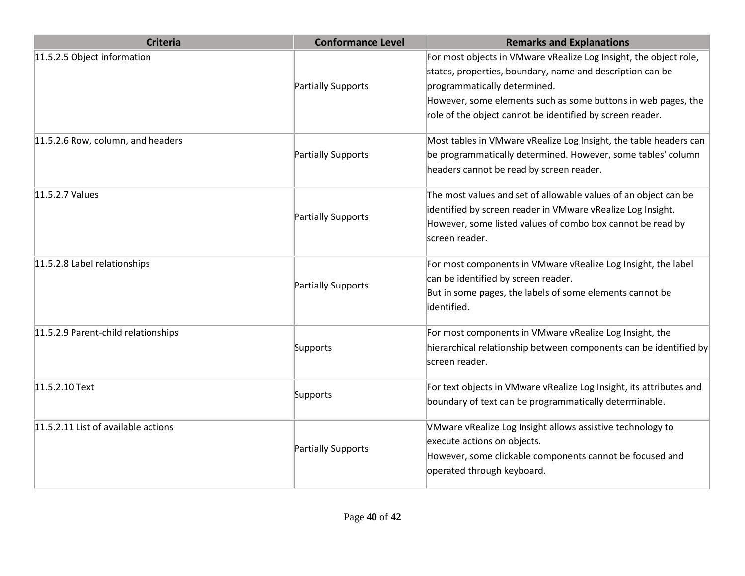| Criteria | Conformance Level | Remarks and Explanations |
|---|---|---|
| 11.5.2.5 Object information | Partially Supports | For most objects in VMware vRealize Log Insight, the object role, states, properties, boundary, name and description can be programmatically determined.<br>However, some elements such as some buttons in web pages, the role of the object cannot be identified by screen reader. |
| 11.5.2.6 Row, column, and headers | Partially Supports | Most tables in VMware vRealize Log Insight, the table headers can be programmatically determined. However, some tables' column headers cannot be read by screen reader. |
| 11.5.2.7 Values | Partially Supports | The most values and set of allowable values of an object can be identified by screen reader in VMware vRealize Log Insight. However, some listed values of combo box cannot be read by screen reader. |
| 11.5.2.8 Label relationships | Partially Supports | For most components in VMware vRealize Log Insight, the label can be identified by screen reader.<br>But in some pages, the labels of some elements cannot be identified. |
| 11.5.2.9 Parent-child relationships | Supports | For most components in VMware vRealize Log Insight, the hierarchical relationship between components can be identified by screen reader. |
| 11.5.2.10 Text | Supports | For text objects in VMware vRealize Log Insight, its attributes and boundary of text can be programmatically determinable. |
| 11.5.2.11 List of available actions | Partially Supports | VMware vRealize Log Insight allows assistive technology to execute actions on objects.<br>However, some clickable components cannot be focused and operated through keyboard. |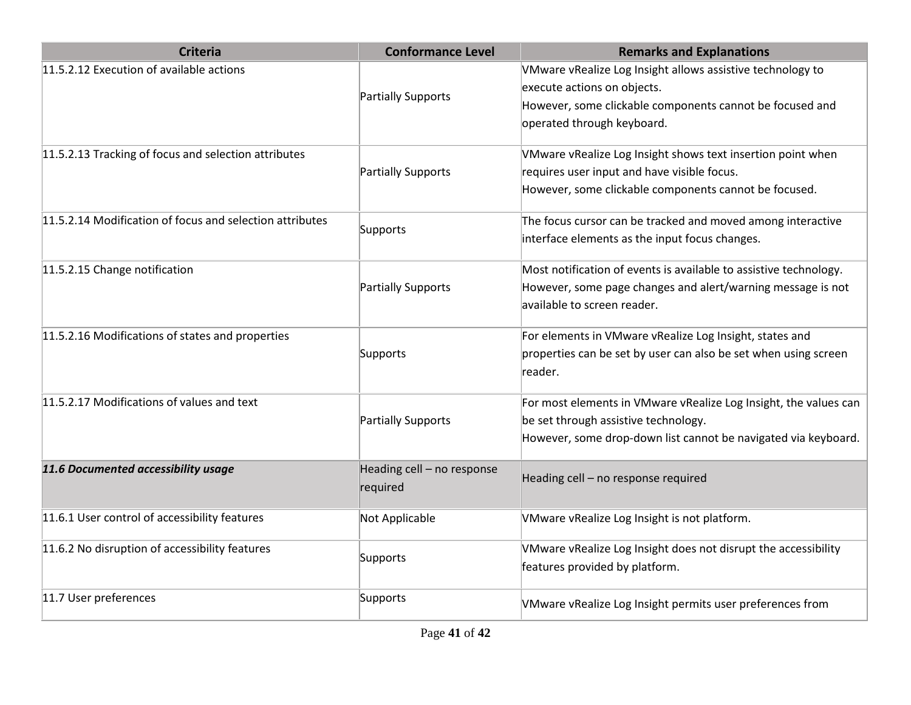| Criteria | Conformance Level | Remarks and Explanations |
| --- | --- | --- |
| 11.5.2.12 Execution of available actions | Partially Supports | VMware vRealize Log Insight allows assistive technology to execute actions on objects.<br>However, some clickable components cannot be focused and operated through keyboard. |
| 11.5.2.13 Tracking of focus and selection attributes | Partially Supports | VMware vRealize Log Insight shows text insertion point when requires user input and have visible focus.<br>However, some clickable components cannot be focused. |
| 11.5.2.14 Modification of focus and selection attributes | Supports | The focus cursor can be tracked and moved among interactive interface elements as the input focus changes. |
| 11.5.2.15 Change notification | Partially Supports | Most notification of events is available to assistive technology. However, some page changes and alert/warning message is not available to screen reader. |
| 11.5.2.16 Modifications of states and properties | Supports | For elements in VMware vRealize Log Insight, states and properties can be set by user can also be set when using screen reader. |
| 11.5.2.17 Modifications of values and text | Partially Supports | For most elements in VMware vRealize Log Insight, the values can be set through assistive technology.<br>However, some drop-down list cannot be navigated via keyboard. |
| ***11.6 Documented accessibility usage*** | Heading cell – no response required | Heading cell – no response required |
| 11.6.1 User control of accessibility features | Not Applicable | VMware vRealize Log Insight is not platform. |
| 11.6.2 No disruption of accessibility features | Supports | VMware vRealize Log Insight does not disrupt the accessibility features provided by platform. |
| 11.7 User preferences | Supports | VMware vRealize Log Insight permits user preferences from |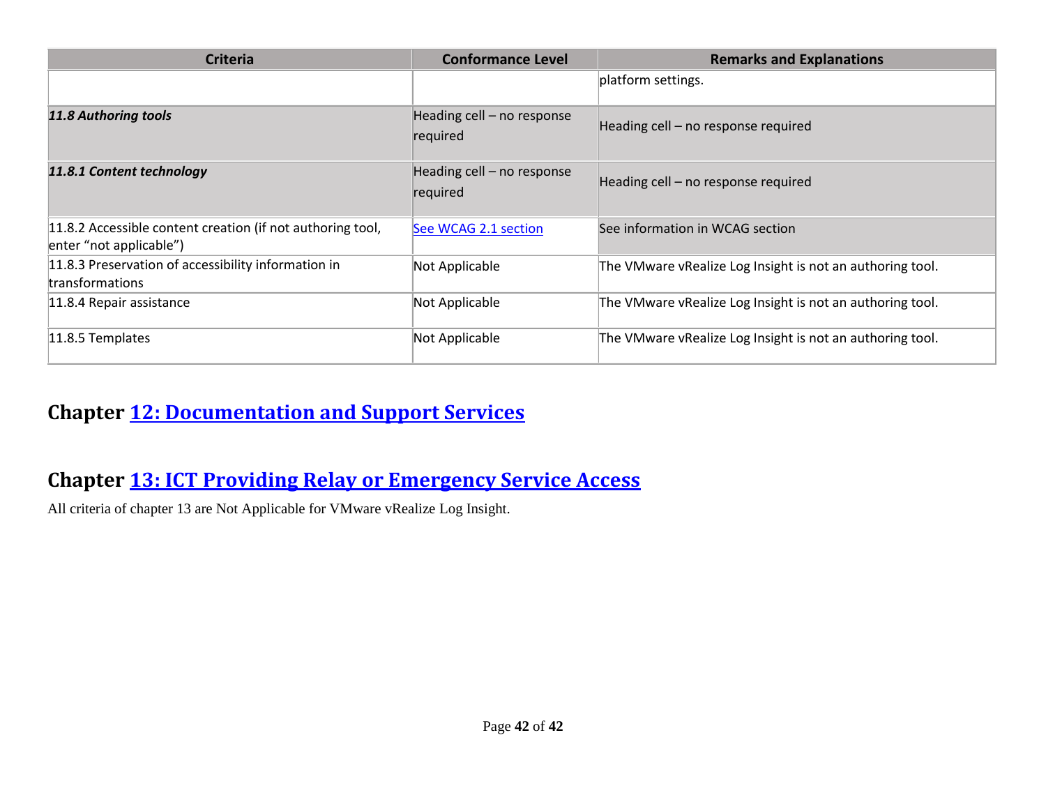| Criteria | Conformance Level | Remarks and Explanations |
|---|---|---|
| | | platform settings. |
| ***11.8 Authoring tools*** | Heading cell – no response required | Heading cell – no response required |
| ***11.8.1 Content technology*** | Heading cell – no response required | Heading cell – no response required |
| 11.8.2 Accessible content creation (if not authoring tool, enter “not applicable”) | [See WCAG 2.1 section]() | See information in WCAG section |
| 11.8.3 Preservation of accessibility information in transformations | Not Applicable | The VMware vRealize Log Insight is not an authoring tool. |
| 11.8.4 Repair assistance | Not Applicable | The VMware vRealize Log Insight is not an authoring tool. |
| 11.8.5 Templates | Not Applicable | The VMware vRealize Log Insight is not an authoring tool. |

## Chapter [12: Documentation and Support Services]()

## Chapter [13: ICT Providing Relay or Emergency Service Access]()

All criteria of chapter 13 are Not Applicable for VMware vRealize Log Insight.